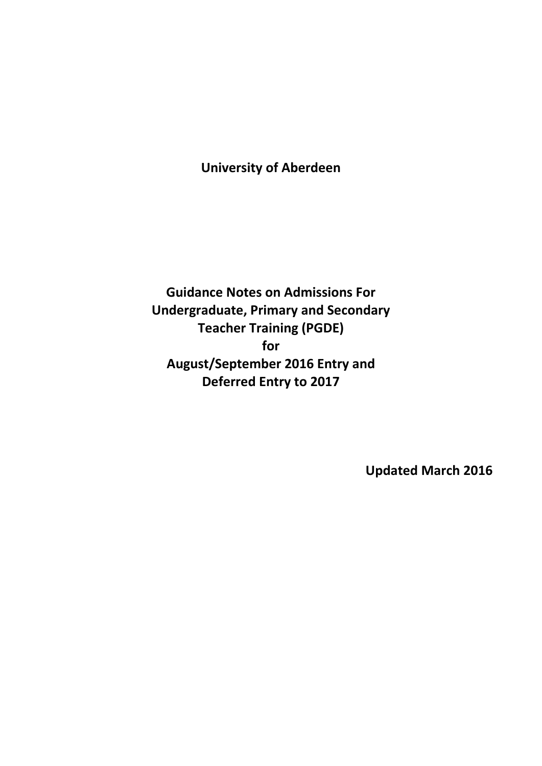**University of Aberdeen**

# Guidance Notes on Admissions For Undergraduate, Primary and Secondary Teacher Training (PGDE) for August/September 2016 Entry and Deferred Entry to 2017

**Updated March 2016**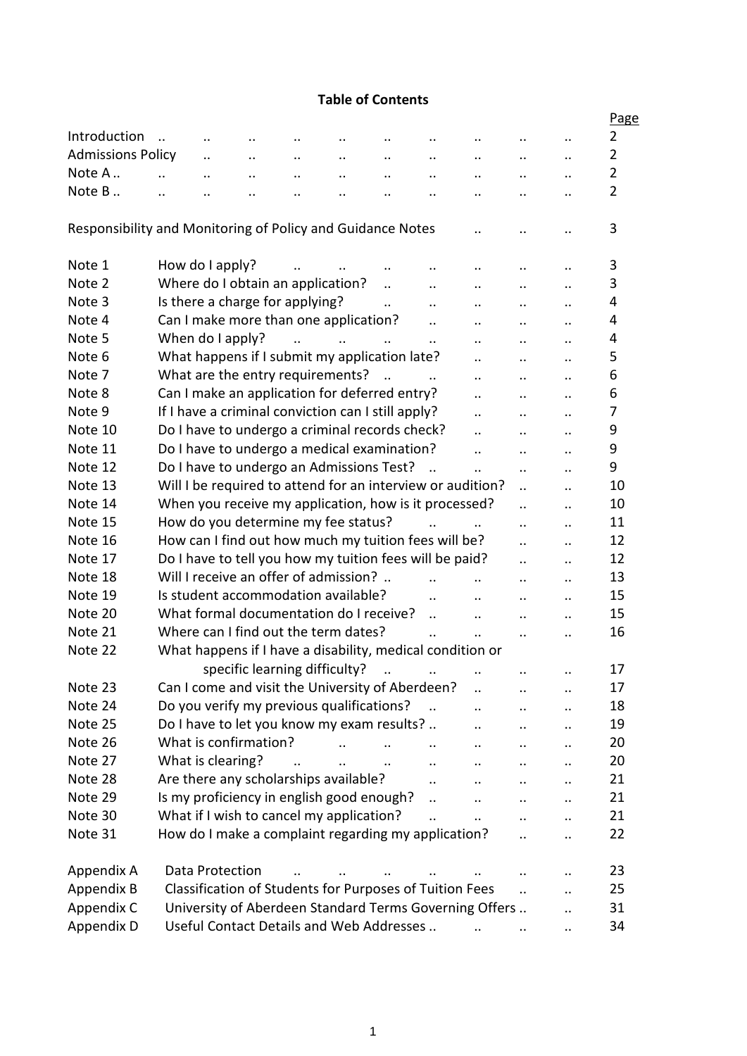# Table of Contents

| | | Page |
|---|---|---|
| Introduction | | 2 |
| Admissions Policy | | 2 |
| Note A | | 2 |
| Note B | | 2 |
| Responsibility and Monitoring of Policy and Guidance Notes | | 3 |
| Note 1 | How do I apply? | 3 |
| Note 2 | Where do I obtain an application? | 3 |
| Note 3 | Is there a charge for applying? | 4 |
| Note 4 | Can I make more than one application? | 4 |
| Note 5 | When do I apply? | 4 |
| Note 6 | What happens if I submit my application late? | 5 |
| Note 7 | What are the entry requirements? | 6 |
| Note 8 | Can I make an application for deferred entry? | 6 |
| Note 9 | If I have a criminal conviction can I still apply? | 7 |
| Note 10 | Do I have to undergo a criminal records check? | 9 |
| Note 11 | Do I have to undergo a medical examination? | 9 |
| Note 12 | Do I have to undergo an Admissions Test? | 9 |
| Note 13 | Will I be required to attend for an interview or audition? | 10 |
| Note 14 | When you receive my application, how is it processed? | 10 |
| Note 15 | How do you determine my fee status? | 11 |
| Note 16 | How can I find out how much my tuition fees will be? | 12 |
| Note 17 | Do I have to tell you how my tuition fees will be paid? | 12 |
| Note 18 | Will I receive an offer of admission? | 13 |
| Note 19 | Is student accommodation available? | 15 |
| Note 20 | What formal documentation do I receive? | 15 |
| Note 21 | Where can I find out the term dates? | 16 |
| Note 22 | What happens if I have a disability, medical condition or specific learning difficulty? | 17 |
| Note 23 | Can I come and visit the University of Aberdeen? | 17 |
| Note 24 | Do you verify my previous qualifications? | 18 |
| Note 25 | Do I have to let you know my exam results? | 19 |
| Note 26 | What is confirmation? | 20 |
| Note 27 | What is clearing? | 20 |
| Note 28 | Are there any scholarships available? | 21 |
| Note 29 | Is my proficiency in english good enough? | 21 |
| Note 30 | What if I wish to cancel my application? | 21 |
| Note 31 | How do I make a complaint regarding my application? | 22 |
| Appendix A | Data Protection | 23 |
| Appendix B | Classification of Students for Purposes of Tuition Fees | 25 |
| Appendix C | University of Aberdeen Standard Terms Governing Offers | 31 |
| Appendix D | Useful Contact Details and Web Addresses | 34 |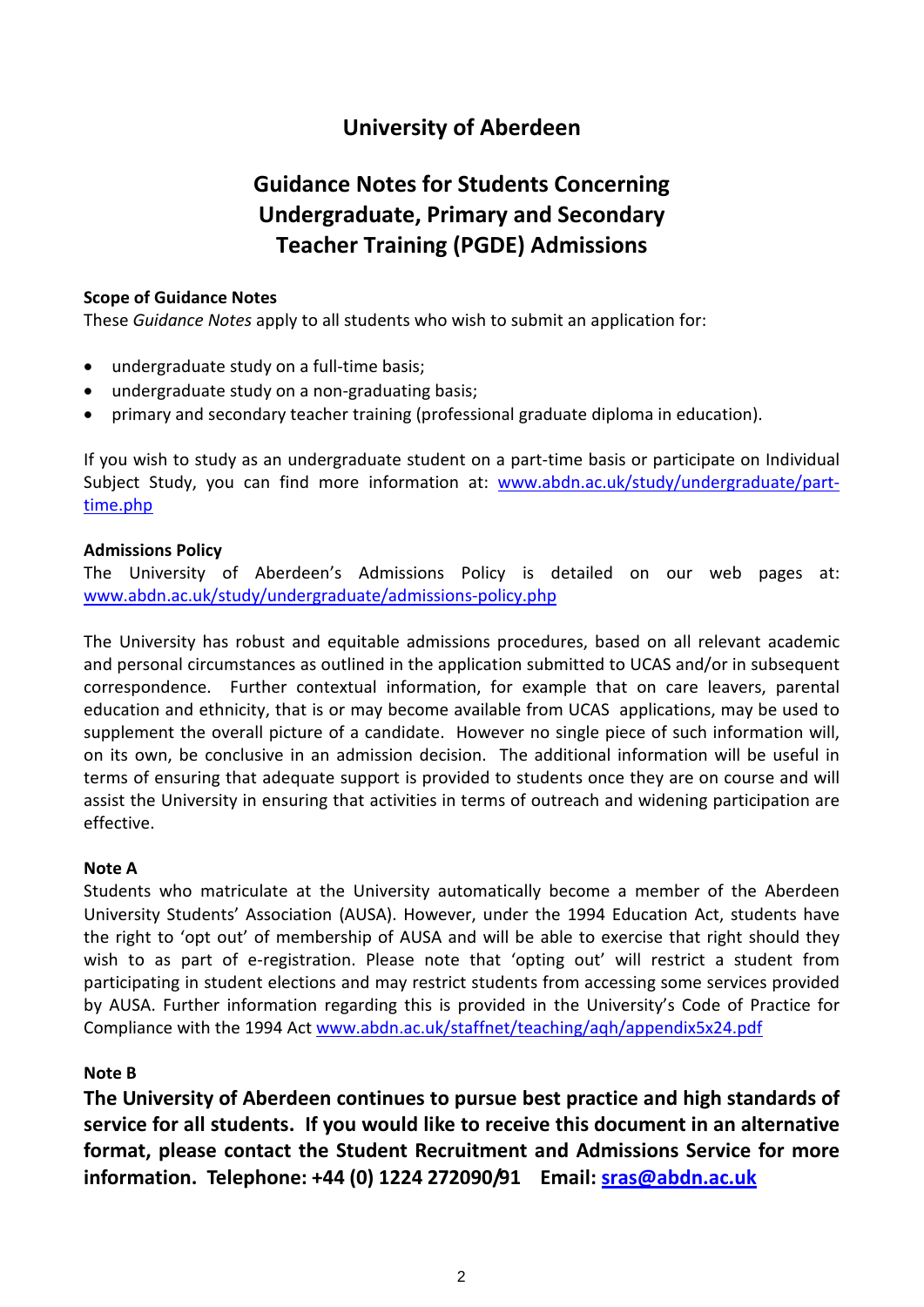# University of Aberdeen

## Guidance Notes for Students Concerning Undergraduate, Primary and Secondary Teacher Training (PGDE) Admissions

**Scope of Guidance Notes**
These *Guidance Notes* apply to all students who wish to submit an application for:

- undergraduate study on a full-time basis;
- undergraduate study on a non-graduating basis;
- primary and secondary teacher training (professional graduate diploma in education).

If you wish to study as an undergraduate student on a part-time basis or participate on Individual Subject Study, you can find more information at: www.abdn.ac.uk/study/undergraduate/part-time.php

**Admissions Policy**
The University of Aberdeen's Admissions Policy is detailed on our web pages at: www.abdn.ac.uk/study/undergraduate/admissions-policy.php

The University has robust and equitable admissions procedures, based on all relevant academic and personal circumstances as outlined in the application submitted to UCAS and/or in subsequent correspondence. Further contextual information, for example that on care leavers, parental education and ethnicity, that is or may become available from UCAS applications, may be used to supplement the overall picture of a candidate. However no single piece of such information will, on its own, be conclusive in an admission decision. The additional information will be useful in terms of ensuring that adequate support is provided to students once they are on course and will assist the University in ensuring that activities in terms of outreach and widening participation are effective.

**Note A**
Students who matriculate at the University automatically become a member of the Aberdeen University Students' Association (AUSA). However, under the 1994 Education Act, students have the right to 'opt out' of membership of AUSA and will be able to exercise that right should they wish to as part of e-registration. Please note that 'opting out' will restrict a student from participating in student elections and may restrict students from accessing some services provided by AUSA. Further information regarding this is provided in the University's Code of Practice for Compliance with the 1994 Act www.abdn.ac.uk/staffnet/teaching/aqh/appendix5x24.pdf

**Note B**
**The University of Aberdeen continues to pursue best practice and high standards of service for all students. If you would like to receive this document in an alternative format, please contact the Student Recruitment and Admissions Service for more information. Telephone: +44 (0) 1224 272090/91 Email: sras@abdn.ac.uk**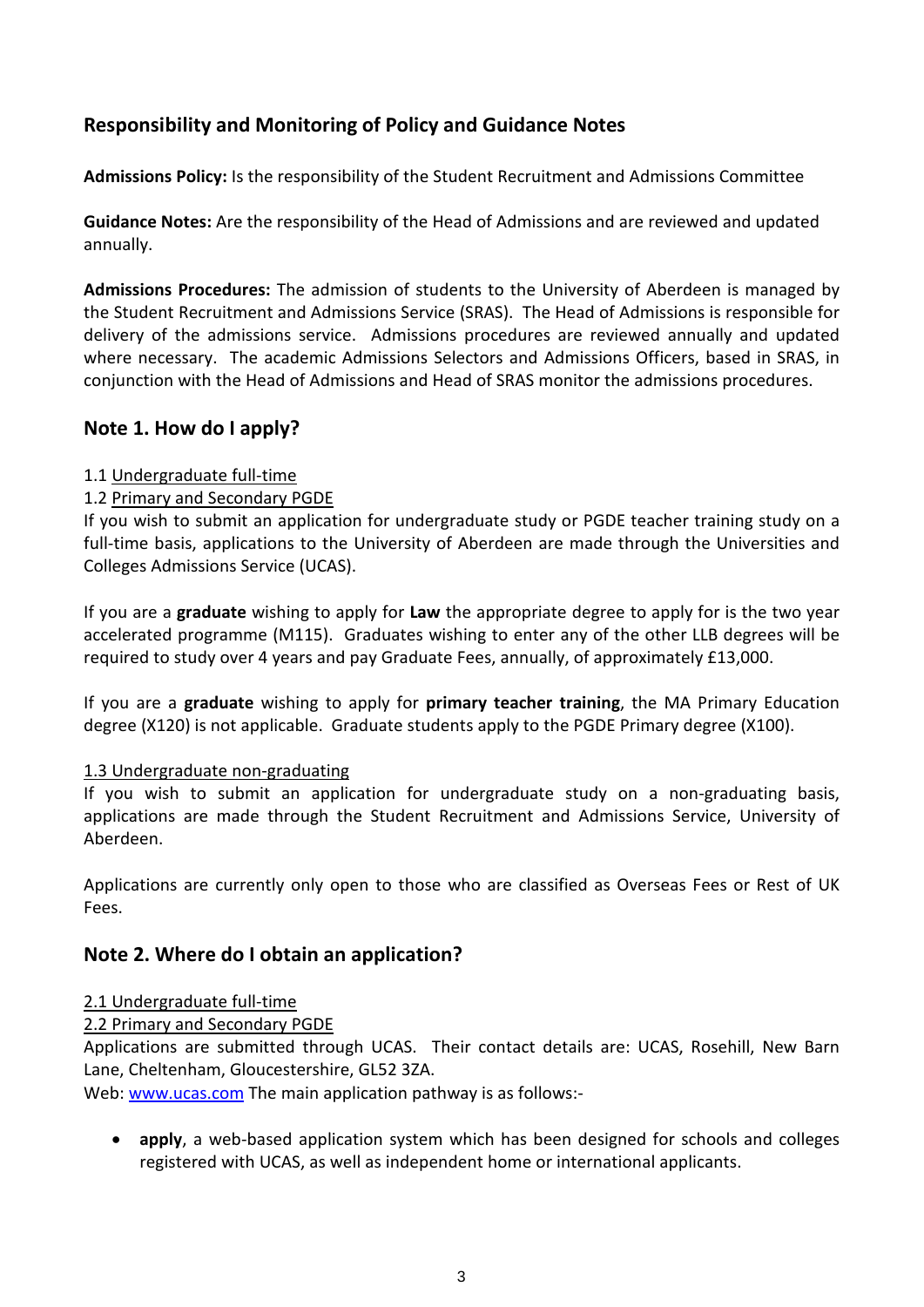## Responsibility and Monitoring of Policy and Guidance Notes

**Admissions Policy:** Is the responsibility of the Student Recruitment and Admissions Committee

**Guidance Notes:** Are the responsibility of the Head of Admissions and are reviewed and updated annually.

**Admissions Procedures:** The admission of students to the University of Aberdeen is managed by the Student Recruitment and Admissions Service (SRAS). The Head of Admissions is responsible for delivery of the admissions service. Admissions procedures are reviewed annually and updated where necessary. The academic Admissions Selectors and Admissions Officers, based in SRAS, in conjunction with the Head of Admissions and Head of SRAS monitor the admissions procedures.

## Note 1. How do I apply?

1.1 <u>Undergraduate full-time</u>
1.2 <u>Primary and Secondary PGDE</u>
If you wish to submit an application for undergraduate study or PGDE teacher training study on a full-time basis, applications to the University of Aberdeen are made through the Universities and Colleges Admissions Service (UCAS).

If you are a **graduate** wishing to apply for **Law** the appropriate degree to apply for is the two year accelerated programme (M115). Graduates wishing to enter any of the other LLB degrees will be required to study over 4 years and pay Graduate Fees, annually, of approximately £13,000.

If you are a **graduate** wishing to apply for **primary teacher training**, the MA Primary Education degree (X120) is not applicable. Graduate students apply to the PGDE Primary degree (X100).

<u>1.3 Undergraduate non-graduating</u>
If you wish to submit an application for undergraduate study on a non-graduating basis, applications are made through the Student Recruitment and Admissions Service, University of Aberdeen.

Applications are currently only open to those who are classified as Overseas Fees or Rest of UK Fees.

## Note 2. Where do I obtain an application?

<u>2.1 Undergraduate full-time</u>
<u>2.2 Primary and Secondary PGDE</u>
Applications are submitted through UCAS. Their contact details are: UCAS, Rosehill, New Barn Lane, Cheltenham, Gloucestershire, GL52 3ZA.
Web: [www.ucas.com](http://www.ucas.com) The main application pathway is as follows:-

- **apply**, a web-based application system which has been designed for schools and colleges registered with UCAS, as well as independent home or international applicants.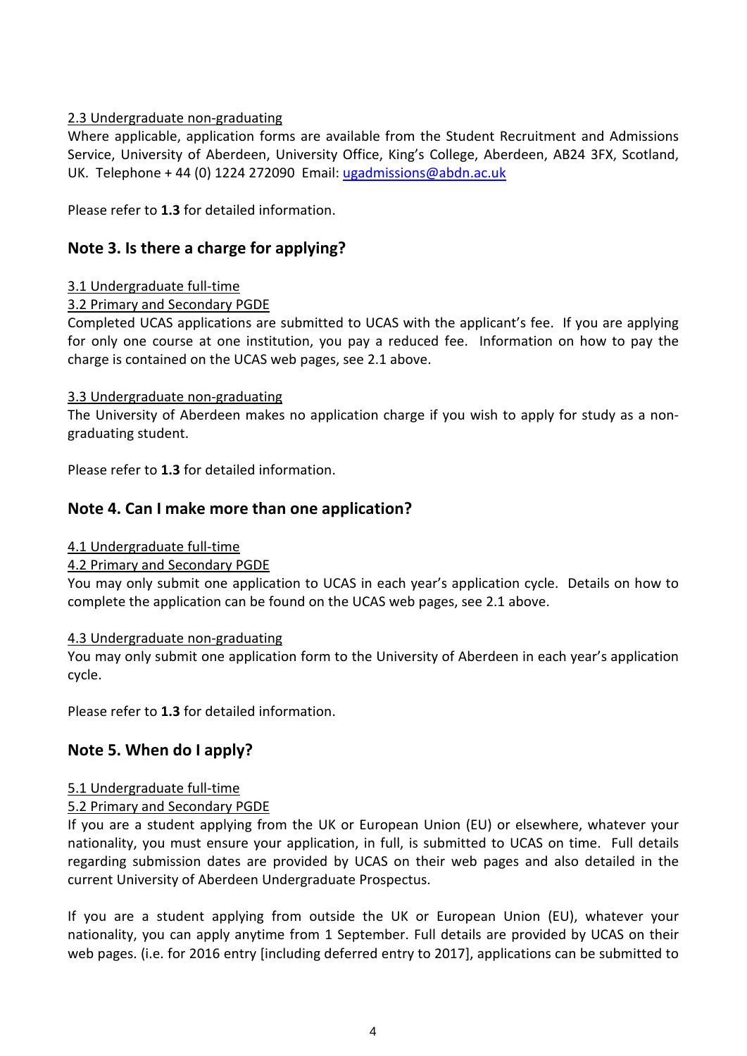2.3 Undergraduate non-graduating

Where applicable, application forms are available from the Student Recruitment and Admissions Service, University of Aberdeen, University Office, King's College, Aberdeen, AB24 3FX, Scotland, UK. Telephone + 44 (0) 1224 272090 Email: [ugadmissions@abdn.ac.uk](mailto:ugadmissions@abdn.ac.uk)

Please refer to **1.3** for detailed information.

## Note 3. Is there a charge for applying?

3.1 Undergraduate full-time

3.2 Primary and Secondary PGDE

Completed UCAS applications are submitted to UCAS with the applicant's fee. If you are applying for only one course at one institution, you pay a reduced fee. Information on how to pay the charge is contained on the UCAS web pages, see 2.1 above.

3.3 Undergraduate non-graduating

The University of Aberdeen makes no application charge if you wish to apply for study as a non-graduating student.

Please refer to **1.3** for detailed information.

## Note 4. Can I make more than one application?

4.1 Undergraduate full-time

4.2 Primary and Secondary PGDE

You may only submit one application to UCAS in each year's application cycle. Details on how to complete the application can be found on the UCAS web pages, see 2.1 above.

4.3 Undergraduate non-graduating

You may only submit one application form to the University of Aberdeen in each year's application cycle.

Please refer to **1.3** for detailed information.

## Note 5. When do I apply?

5.1 Undergraduate full-time

5.2 Primary and Secondary PGDE

If you are a student applying from the UK or European Union (EU) or elsewhere, whatever your nationality, you must ensure your application, in full, is submitted to UCAS on time. Full details regarding submission dates are provided by UCAS on their web pages and also detailed in the current University of Aberdeen Undergraduate Prospectus.

If you are a student applying from outside the UK or European Union (EU), whatever your nationality, you can apply anytime from 1 September. Full details are provided by UCAS on their web pages. (i.e. for 2016 entry [including deferred entry to 2017], applications can be submitted to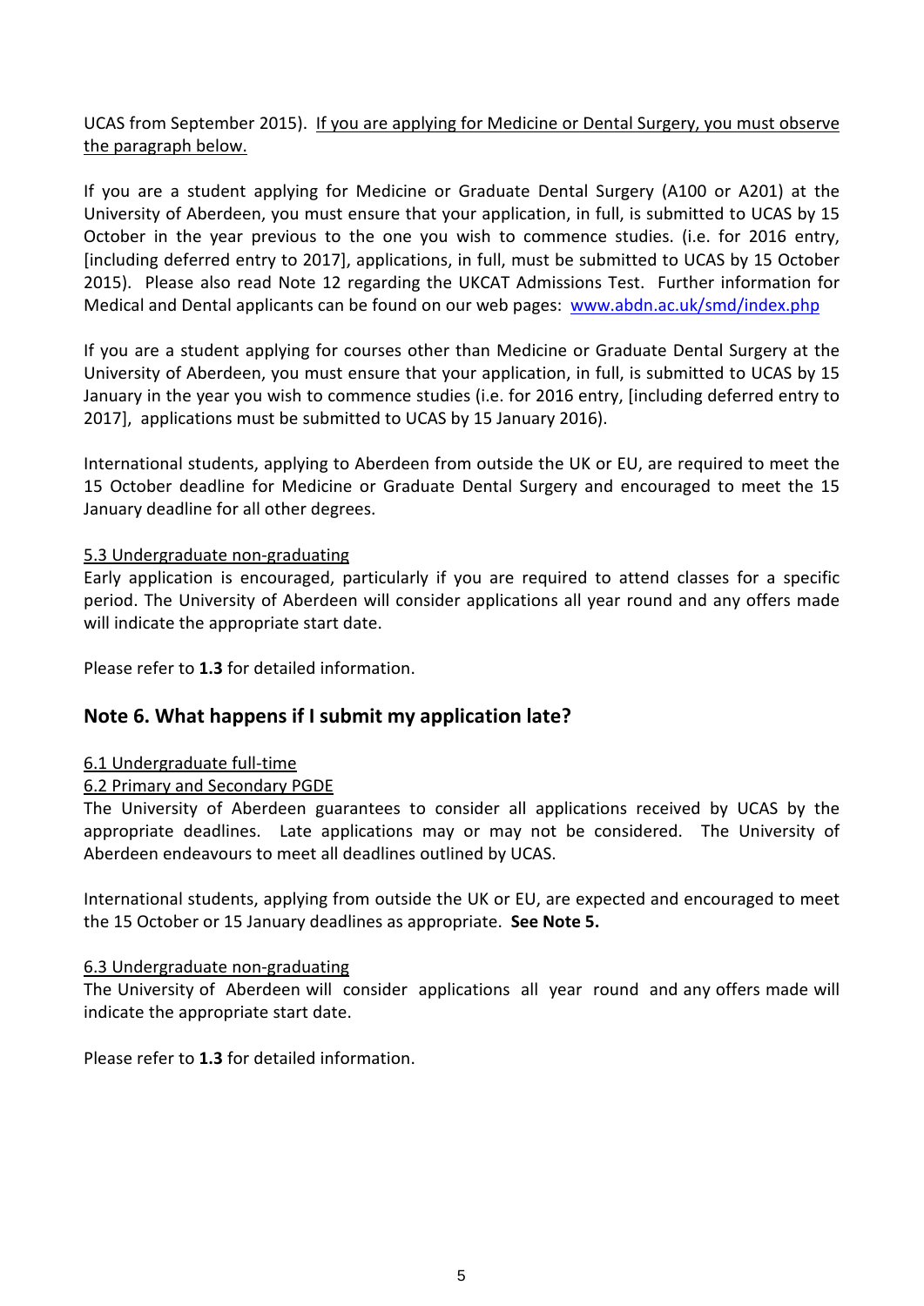UCAS from September 2015). <u>If you are applying for Medicine or Dental Surgery, you must observe the paragraph below.</u>

If you are a student applying for Medicine or Graduate Dental Surgery (A100 or A201) at the University of Aberdeen, you must ensure that your application, in full, is submitted to UCAS by 15 October in the year previous to the one you wish to commence studies. (i.e. for 2016 entry, [including deferred entry to 2017], applications, in full, must be submitted to UCAS by 15 October 2015). Please also read Note 12 regarding the UKCAT Admissions Test. Further information for Medical and Dental applicants can be found on our web pages: [www.abdn.ac.uk/smd/index.php](www.abdn.ac.uk/smd/index.php)

If you are a student applying for courses other than Medicine or Graduate Dental Surgery at the University of Aberdeen, you must ensure that your application, in full, is submitted to UCAS by 15 January in the year you wish to commence studies (i.e. for 2016 entry, [including deferred entry to 2017], applications must be submitted to UCAS by 15 January 2016).

International students, applying to Aberdeen from outside the UK or EU, are required to meet the 15 October deadline for Medicine or Graduate Dental Surgery and encouraged to meet the 15 January deadline for all other degrees.

<u>5.3 Undergraduate non-graduating</u>

Early application is encouraged, particularly if you are required to attend classes for a specific period. The University of Aberdeen will consider applications all year round and any offers made will indicate the appropriate start date.

Please refer to **1.3** for detailed information.

## Note 6. What happens if I submit my application late?

<u>6.1 Undergraduate full-time</u>

<u>6.2 Primary and Secondary PGDE</u>

The University of Aberdeen guarantees to consider all applications received by UCAS by the appropriate deadlines. Late applications may or may not be considered. The University of Aberdeen endeavours to meet all deadlines outlined by UCAS.

International students, applying from outside the UK or EU, are expected and encouraged to meet the 15 October or 15 January deadlines as appropriate. **See Note 5.**

<u>6.3 Undergraduate non-graduating</u>

The University of Aberdeen will consider applications all year round and any offers made will indicate the appropriate start date.

Please refer to **1.3** for detailed information.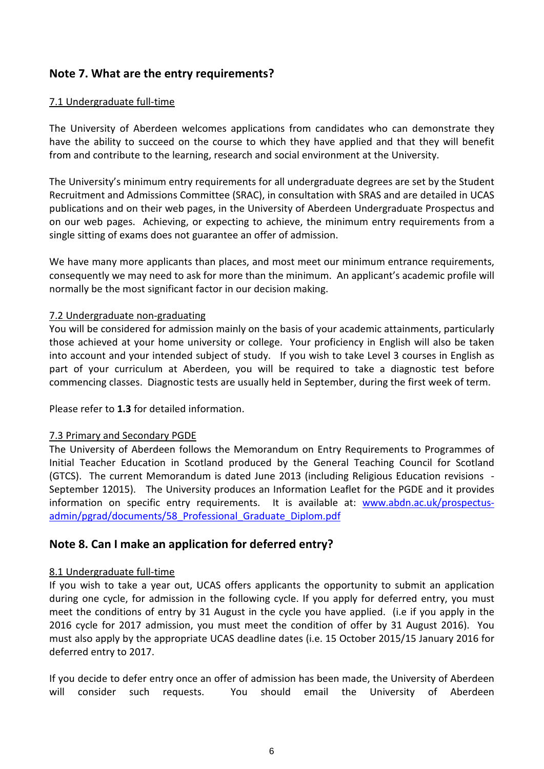## Note 7. What are the entry requirements?

7.1 Undergraduate full-time

The University of Aberdeen welcomes applications from candidates who can demonstrate they have the ability to succeed on the course to which they have applied and that they will benefit from and contribute to the learning, research and social environment at the University.

The University's minimum entry requirements for all undergraduate degrees are set by the Student Recruitment and Admissions Committee (SRAC), in consultation with SRAS and are detailed in UCAS publications and on their web pages, in the University of Aberdeen Undergraduate Prospectus and on our web pages. Achieving, or expecting to achieve, the minimum entry requirements from a single sitting of exams does not guarantee an offer of admission.

We have many more applicants than places, and most meet our minimum entrance requirements, consequently we may need to ask for more than the minimum. An applicant's academic profile will normally be the most significant factor in our decision making.

7.2 Undergraduate non-graduating

You will be considered for admission mainly on the basis of your academic attainments, particularly those achieved at your home university or college. Your proficiency in English will also be taken into account and your intended subject of study. If you wish to take Level 3 courses in English as part of your curriculum at Aberdeen, you will be required to take a diagnostic test before commencing classes. Diagnostic tests are usually held in September, during the first week of term.

Please refer to **1.3** for detailed information.

7.3 Primary and Secondary PGDE

The University of Aberdeen follows the Memorandum on Entry Requirements to Programmes of Initial Teacher Education in Scotland produced by the General Teaching Council for Scotland (GTCS). The current Memorandum is dated June 2013 (including Religious Education revisions - September 12015). The University produces an Information Leaflet for the PGDE and it provides information on specific entry requirements. It is available at: www.abdn.ac.uk/prospectus-admin/pgrad/documents/58_Professional_Graduate_Diplom.pdf

## Note 8. Can I make an application for deferred entry?

8.1 Undergraduate full-time

If you wish to take a year out, UCAS offers applicants the opportunity to submit an application during one cycle, for admission in the following cycle. If you apply for deferred entry, you must meet the conditions of entry by 31 August in the cycle you have applied. (i.e if you apply in the 2016 cycle for 2017 admission, you must meet the condition of offer by 31 August 2016). You must also apply by the appropriate UCAS deadline dates (i.e. 15 October 2015/15 January 2016 for deferred entry to 2017.

If you decide to defer entry once an offer of admission has been made, the University of Aberdeen will consider such requests. You should email the University of Aberdeen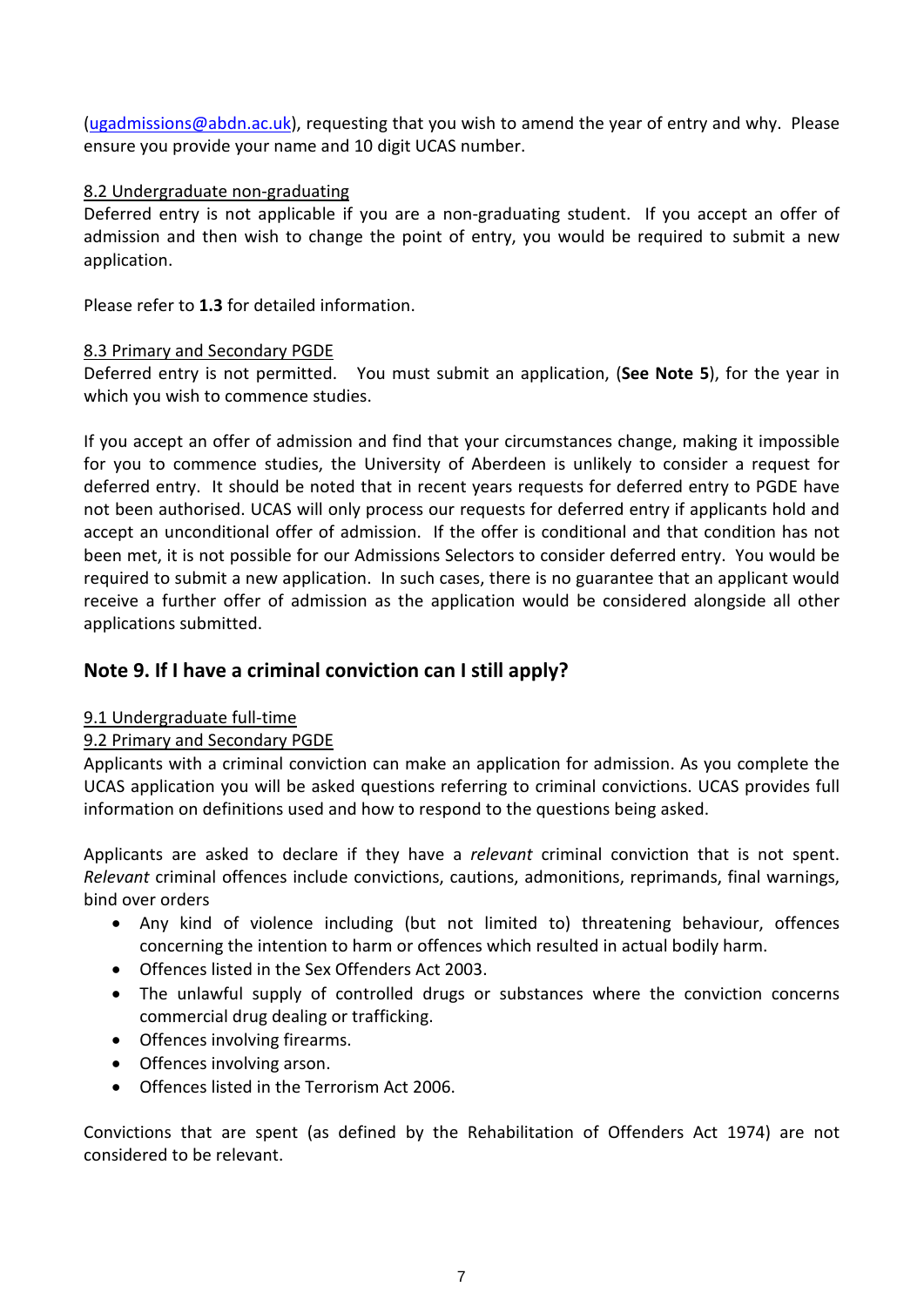(ugadmissions@abdn.ac.uk), requesting that you wish to amend the year of entry and why. Please ensure you provide your name and 10 digit UCAS number.

8.2 Undergraduate non-graduating

Deferred entry is not applicable if you are a non-graduating student. If you accept an offer of admission and then wish to change the point of entry, you would be required to submit a new application.

Please refer to **1.3** for detailed information.

8.3 Primary and Secondary PGDE

Deferred entry is not permitted. You must submit an application, (**See Note 5**), for the year in which you wish to commence studies.

If you accept an offer of admission and find that your circumstances change, making it impossible for you to commence studies, the University of Aberdeen is unlikely to consider a request for deferred entry. It should be noted that in recent years requests for deferred entry to PGDE have not been authorised. UCAS will only process our requests for deferred entry if applicants hold and accept an unconditional offer of admission. If the offer is conditional and that condition has not been met, it is not possible for our Admissions Selectors to consider deferred entry. You would be required to submit a new application. In such cases, there is no guarantee that an applicant would receive a further offer of admission as the application would be considered alongside all other applications submitted.

## Note 9. If I have a criminal conviction can I still apply?

9.1 Undergraduate full-time

9.2 Primary and Secondary PGDE

Applicants with a criminal conviction can make an application for admission. As you complete the UCAS application you will be asked questions referring to criminal convictions. UCAS provides full information on definitions used and how to respond to the questions being asked.

Applicants are asked to declare if they have a *relevant* criminal conviction that is not spent. *Relevant* criminal offences include convictions, cautions, admonitions, reprimands, final warnings, bind over orders

- Any kind of violence including (but not limited to) threatening behaviour, offences concerning the intention to harm or offences which resulted in actual bodily harm.
- Offences listed in the Sex Offenders Act 2003.
- The unlawful supply of controlled drugs or substances where the conviction concerns commercial drug dealing or trafficking.
- Offences involving firearms.
- Offences involving arson.
- Offences listed in the Terrorism Act 2006.

Convictions that are spent (as defined by the Rehabilitation of Offenders Act 1974) are not considered to be relevant.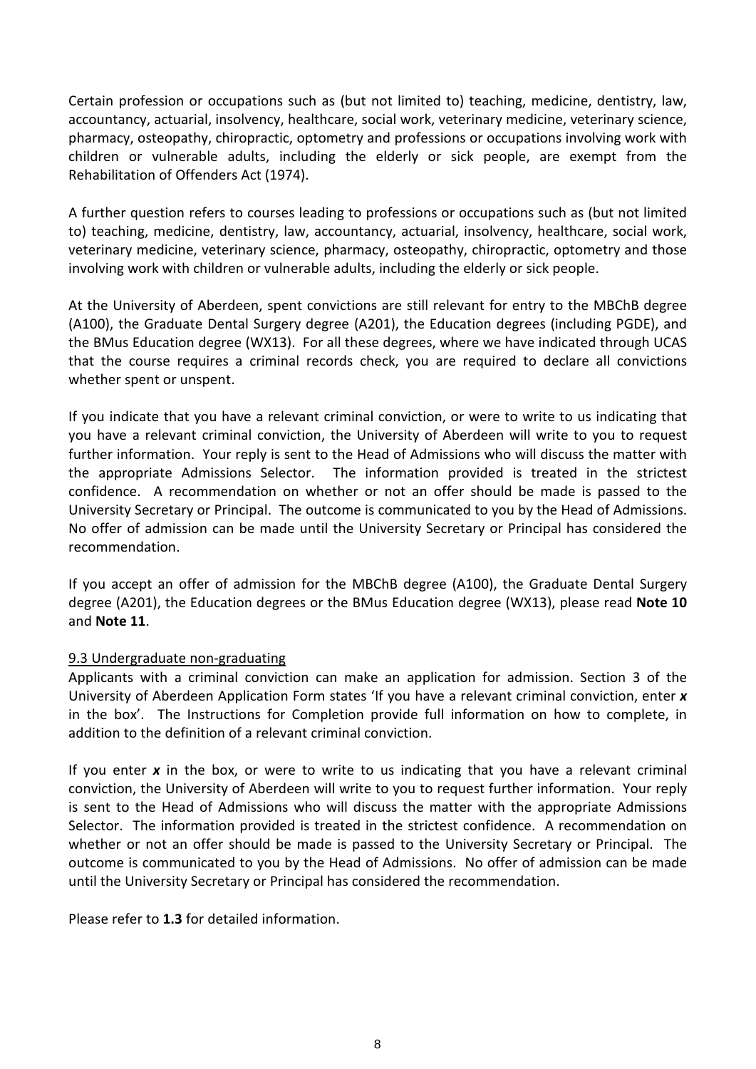Certain profession or occupations such as (but not limited to) teaching, medicine, dentistry, law, accountancy, actuarial, insolvency, healthcare, social work, veterinary medicine, veterinary science, pharmacy, osteopathy, chiropractic, optometry and professions or occupations involving work with children or vulnerable adults, including the elderly or sick people, are exempt from the Rehabilitation of Offenders Act (1974).

A further question refers to courses leading to professions or occupations such as (but not limited to) teaching, medicine, dentistry, law, accountancy, actuarial, insolvency, healthcare, social work, veterinary medicine, veterinary science, pharmacy, osteopathy, chiropractic, optometry and those involving work with children or vulnerable adults, including the elderly or sick people.

At the University of Aberdeen, spent convictions are still relevant for entry to the MBChB degree (A100), the Graduate Dental Surgery degree (A201), the Education degrees (including PGDE), and the BMus Education degree (WX13). For all these degrees, where we have indicated through UCAS that the course requires a criminal records check, you are required to declare all convictions whether spent or unspent.

If you indicate that you have a relevant criminal conviction, or were to write to us indicating that you have a relevant criminal conviction, the University of Aberdeen will write to you to request further information. Your reply is sent to the Head of Admissions who will discuss the matter with the appropriate Admissions Selector. The information provided is treated in the strictest confidence. A recommendation on whether or not an offer should be made is passed to the University Secretary or Principal. The outcome is communicated to you by the Head of Admissions. No offer of admission can be made until the University Secretary or Principal has considered the recommendation.

If you accept an offer of admission for the MBChB degree (A100), the Graduate Dental Surgery degree (A201), the Education degrees or the BMus Education degree (WX13), please read **Note 10** and **Note 11**.

9.3 Undergraduate non-graduating

Applicants with a criminal conviction can make an application for admission. Section 3 of the University of Aberdeen Application Form states 'If you have a relevant criminal conviction, enter ***x*** in the box'. The Instructions for Completion provide full information on how to complete, in addition to the definition of a relevant criminal conviction.

If you enter ***x*** in the box, or were to write to us indicating that you have a relevant criminal conviction, the University of Aberdeen will write to you to request further information. Your reply is sent to the Head of Admissions who will discuss the matter with the appropriate Admissions Selector. The information provided is treated in the strictest confidence. A recommendation on whether or not an offer should be made is passed to the University Secretary or Principal. The outcome is communicated to you by the Head of Admissions. No offer of admission can be made until the University Secretary or Principal has considered the recommendation.

Please refer to **1.3** for detailed information.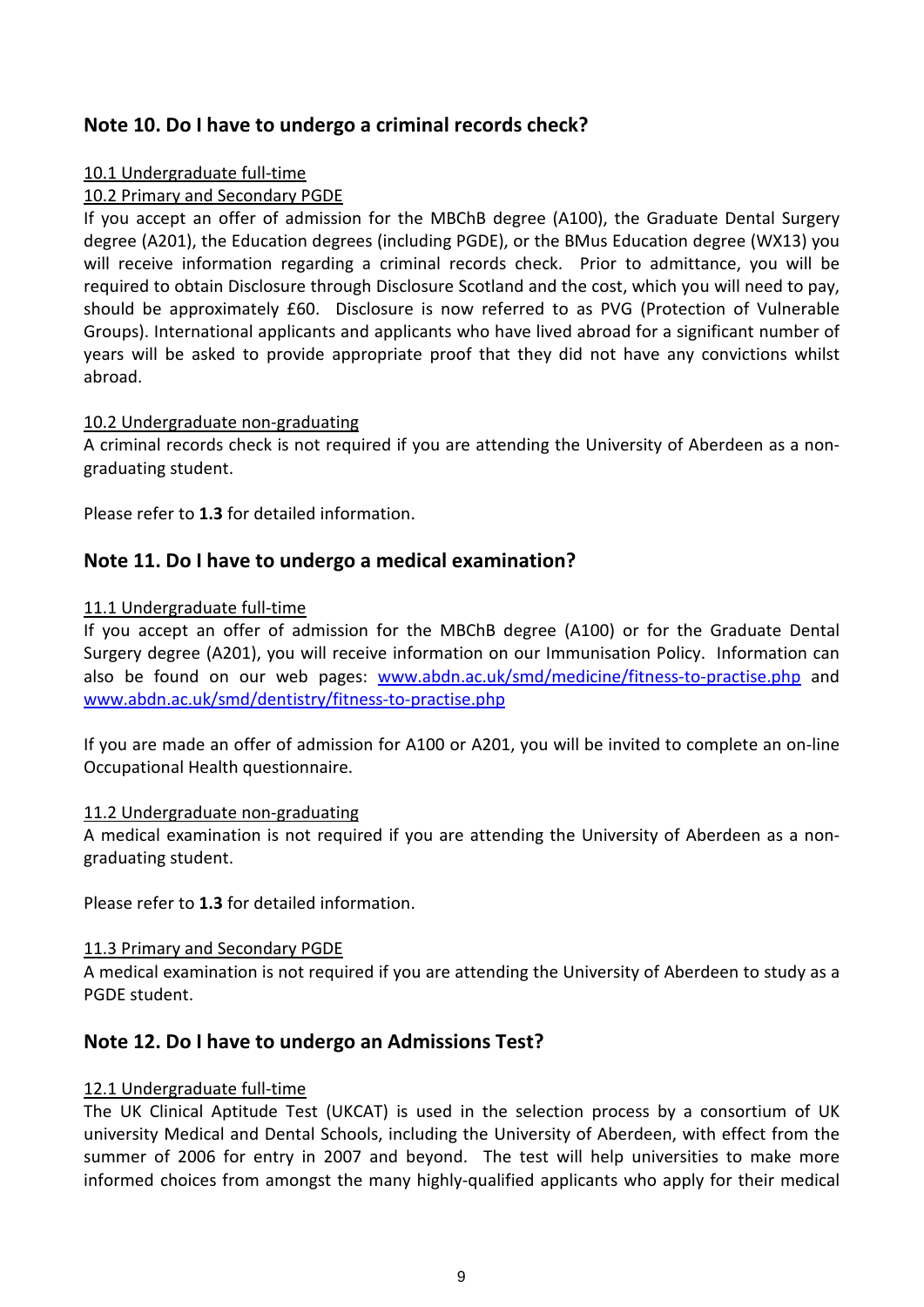## Note 10. Do I have to undergo a criminal records check?

10.1 Undergraduate full-time

10.2 Primary and Secondary PGDE

If you accept an offer of admission for the MBChB degree (A100), the Graduate Dental Surgery degree (A201), the Education degrees (including PGDE), or the BMus Education degree (WX13) you will receive information regarding a criminal records check. Prior to admittance, you will be required to obtain Disclosure through Disclosure Scotland and the cost, which you will need to pay, should be approximately £60. Disclosure is now referred to as PVG (Protection of Vulnerable Groups). International applicants and applicants who have lived abroad for a significant number of years will be asked to provide appropriate proof that they did not have any convictions whilst abroad.

10.2 Undergraduate non-graduating

A criminal records check is not required if you are attending the University of Aberdeen as a non-graduating student.

Please refer to **1.3** for detailed information.

## Note 11. Do I have to undergo a medical examination?

11.1 Undergraduate full-time

If you accept an offer of admission for the MBChB degree (A100) or for the Graduate Dental Surgery degree (A201), you will receive information on our Immunisation Policy. Information can also be found on our web pages: [www.abdn.ac.uk/smd/medicine/fitness-to-practise.php](www.abdn.ac.uk/smd/medicine/fitness-to-practise.php) and [www.abdn.ac.uk/smd/dentistry/fitness-to-practise.php](www.abdn.ac.uk/smd/dentistry/fitness-to-practise.php)

If you are made an offer of admission for A100 or A201, you will be invited to complete an on-line Occupational Health questionnaire.

11.2 Undergraduate non-graduating

A medical examination is not required if you are attending the University of Aberdeen as a non-graduating student.

Please refer to **1.3** for detailed information.

11.3 Primary and Secondary PGDE

A medical examination is not required if you are attending the University of Aberdeen to study as a PGDE student.

## Note 12. Do I have to undergo an Admissions Test?

12.1 Undergraduate full-time

The UK Clinical Aptitude Test (UKCAT) is used in the selection process by a consortium of UK university Medical and Dental Schools, including the University of Aberdeen, with effect from the summer of 2006 for entry in 2007 and beyond. The test will help universities to make more informed choices from amongst the many highly-qualified applicants who apply for their medical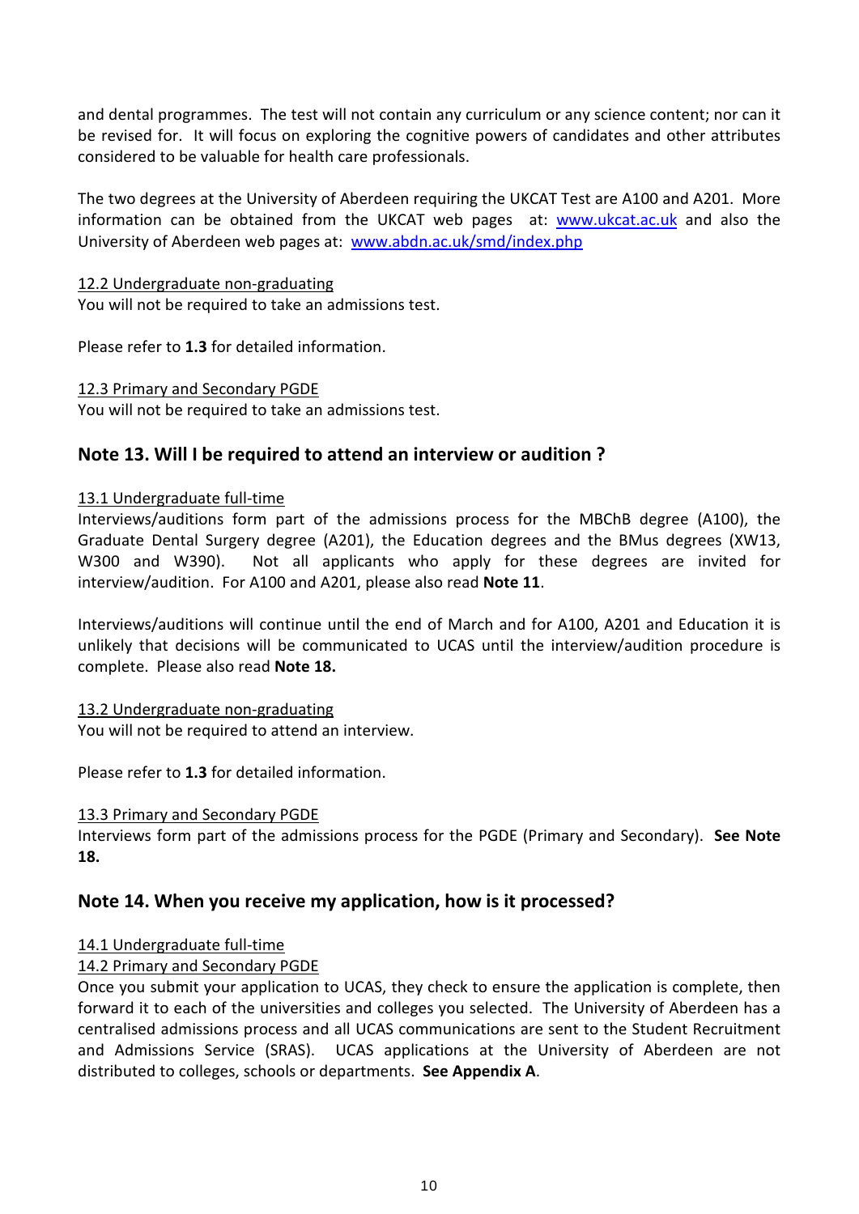and dental programmes. The test will not contain any curriculum or any science content; nor can it be revised for. It will focus on exploring the cognitive powers of candidates and other attributes considered to be valuable for health care professionals.

The two degrees at the University of Aberdeen requiring the UKCAT Test are A100 and A201. More information can be obtained from the UKCAT web pages at: [www.ukcat.ac.uk](www.ukcat.ac.uk) and also the University of Aberdeen web pages at: [www.abdn.ac.uk/smd/index.php](www.abdn.ac.uk/smd/index.php)

12.2 Undergraduate non-graduating
You will not be required to take an admissions test.

Please refer to **1.3** for detailed information.

12.3 Primary and Secondary PGDE
You will not be required to take an admissions test.

## Note 13. Will I be required to attend an interview or audition ?

13.1 Undergraduate full-time
Interviews/auditions form part of the admissions process for the MBChB degree (A100), the Graduate Dental Surgery degree (A201), the Education degrees and the BMus degrees (XW13, W300 and W390). Not all applicants who apply for these degrees are invited for interview/audition. For A100 and A201, please also read **Note 11**.

Interviews/auditions will continue until the end of March and for A100, A201 and Education it is unlikely that decisions will be communicated to UCAS until the interview/audition procedure is complete. Please also read **Note 18.**

13.2 Undergraduate non-graduating
You will not be required to attend an interview.

Please refer to **1.3** for detailed information.

13.3 Primary and Secondary PGDE
Interviews form part of the admissions process for the PGDE (Primary and Secondary). **See Note 18.**

## Note 14. When you receive my application, how is it processed?

14.1 Undergraduate full-time
14.2 Primary and Secondary PGDE
Once you submit your application to UCAS, they check to ensure the application is complete, then forward it to each of the universities and colleges you selected. The University of Aberdeen has a centralised admissions process and all UCAS communications are sent to the Student Recruitment and Admissions Service (SRAS). UCAS applications at the University of Aberdeen are not distributed to colleges, schools or departments. **See Appendix A**.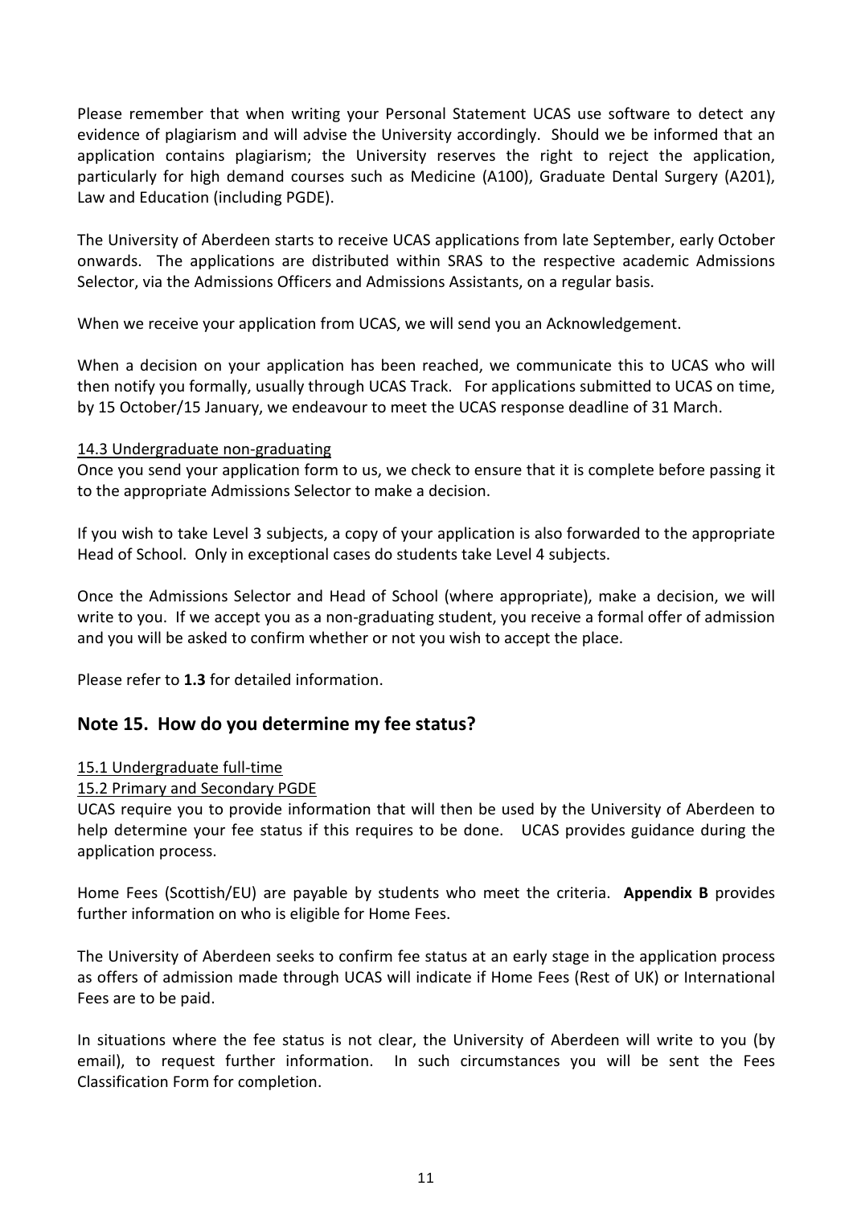Please remember that when writing your Personal Statement UCAS use software to detect any evidence of plagiarism and will advise the University accordingly. Should we be informed that an application contains plagiarism; the University reserves the right to reject the application, particularly for high demand courses such as Medicine (A100), Graduate Dental Surgery (A201), Law and Education (including PGDE).

The University of Aberdeen starts to receive UCAS applications from late September, early October onwards. The applications are distributed within SRAS to the respective academic Admissions Selector, via the Admissions Officers and Admissions Assistants, on a regular basis.

When we receive your application from UCAS, we will send you an Acknowledgement.

When a decision on your application has been reached, we communicate this to UCAS who will then notify you formally, usually through UCAS Track. For applications submitted to UCAS on time, by 15 October/15 January, we endeavour to meet the UCAS response deadline of 31 March.

14.3 Undergraduate non-graduating

Once you send your application form to us, we check to ensure that it is complete before passing it to the appropriate Admissions Selector to make a decision.

If you wish to take Level 3 subjects, a copy of your application is also forwarded to the appropriate Head of School. Only in exceptional cases do students take Level 4 subjects.

Once the Admissions Selector and Head of School (where appropriate), make a decision, we will write to you. If we accept you as a non-graduating student, you receive a formal offer of admission and you will be asked to confirm whether or not you wish to accept the place.

Please refer to **1.3** for detailed information.

## Note 15. How do you determine my fee status?

15.1 Undergraduate full-time

15.2 Primary and Secondary PGDE

UCAS require you to provide information that will then be used by the University of Aberdeen to help determine your fee status if this requires to be done. UCAS provides guidance during the application process.

Home Fees (Scottish/EU) are payable by students who meet the criteria. **Appendix B** provides further information on who is eligible for Home Fees.

The University of Aberdeen seeks to confirm fee status at an early stage in the application process as offers of admission made through UCAS will indicate if Home Fees (Rest of UK) or International Fees are to be paid.

In situations where the fee status is not clear, the University of Aberdeen will write to you (by email), to request further information. In such circumstances you will be sent the Fees Classification Form for completion.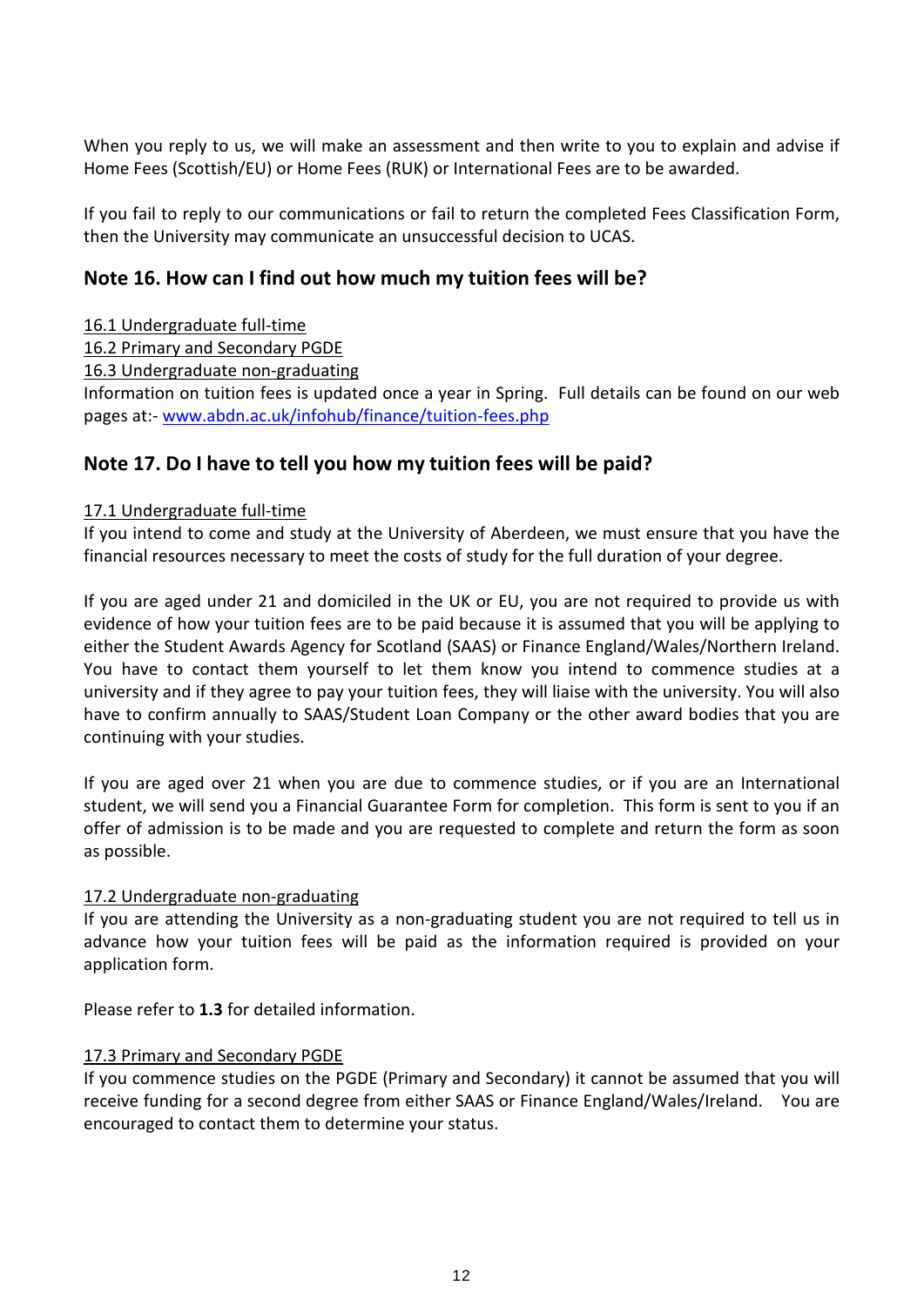When you reply to us, we will make an assessment and then write to you to explain and advise if Home Fees (Scottish/EU) or Home Fees (RUK) or International Fees are to be awarded.

If you fail to reply to our communications or fail to return the completed Fees Classification Form, then the University may communicate an unsuccessful decision to UCAS.

## Note 16. How can I find out how much my tuition fees will be?

16.1 Undergraduate full-time
16.2 Primary and Secondary PGDE
16.3 Undergraduate non-graduating
Information on tuition fees is updated once a year in Spring. Full details can be found on our web pages at:- [www.abdn.ac.uk/infohub/finance/tuition-fees.php](www.abdn.ac.uk/infohub/finance/tuition-fees.php)

## Note 17. Do I have to tell you how my tuition fees will be paid?

17.1 Undergraduate full-time
If you intend to come and study at the University of Aberdeen, we must ensure that you have the financial resources necessary to meet the costs of study for the full duration of your degree.

If you are aged under 21 and domiciled in the UK or EU, you are not required to provide us with evidence of how your tuition fees are to be paid because it is assumed that you will be applying to either the Student Awards Agency for Scotland (SAAS) or Finance England/Wales/Northern Ireland. You have to contact them yourself to let them know you intend to commence studies at a university and if they agree to pay your tuition fees, they will liaise with the university. You will also have to confirm annually to SAAS/Student Loan Company or the other award bodies that you are continuing with your studies.

If you are aged over 21 when you are due to commence studies, or if you are an International student, we will send you a Financial Guarantee Form for completion. This form is sent to you if an offer of admission is to be made and you are requested to complete and return the form as soon as possible.

17.2 Undergraduate non-graduating
If you are attending the University as a non-graduating student you are not required to tell us in advance how your tuition fees will be paid as the information required is provided on your application form.

Please refer to **1.3** for detailed information.

17.3 Primary and Secondary PGDE
If you commence studies on the PGDE (Primary and Secondary) it cannot be assumed that you will receive funding for a second degree from either SAAS or Finance England/Wales/Ireland. You are encouraged to contact them to determine your status.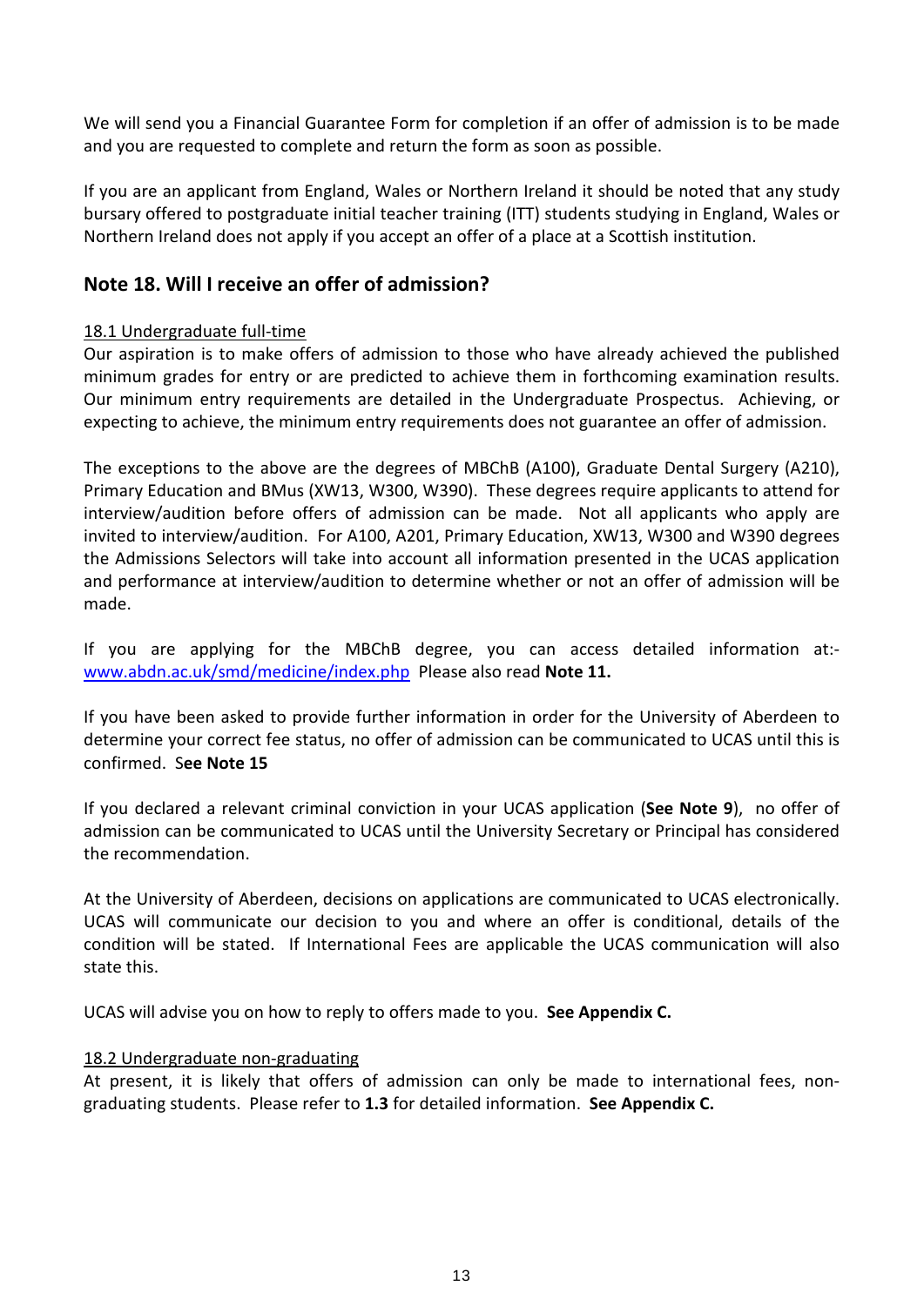We will send you a Financial Guarantee Form for completion if an offer of admission is to be made and you are requested to complete and return the form as soon as possible.

If you are an applicant from England, Wales or Northern Ireland it should be noted that any study bursary offered to postgraduate initial teacher training (ITT) students studying in England, Wales or Northern Ireland does not apply if you accept an offer of a place at a Scottish institution.

## Note 18. Will I receive an offer of admission?

### 18.1 Undergraduate full-time

Our aspiration is to make offers of admission to those who have already achieved the published minimum grades for entry or are predicted to achieve them in forthcoming examination results. Our minimum entry requirements are detailed in the Undergraduate Prospectus. Achieving, or expecting to achieve, the minimum entry requirements does not guarantee an offer of admission.

The exceptions to the above are the degrees of MBChB (A100), Graduate Dental Surgery (A210), Primary Education and BMus (XW13, W300, W390). These degrees require applicants to attend for interview/audition before offers of admission can be made. Not all applicants who apply are invited to interview/audition. For A100, A201, Primary Education, XW13, W300 and W390 degrees the Admissions Selectors will take into account all information presented in the UCAS application and performance at interview/audition to determine whether or not an offer of admission will be made.

If you are applying for the MBChB degree, you can access detailed information at:- [www.abdn.ac.uk/smd/medicine/index.php](www.abdn.ac.uk/smd/medicine/index.php) Please also read **Note 11.**

If you have been asked to provide further information in order for the University of Aberdeen to determine your correct fee status, no offer of admission can be communicated to UCAS until this is confirmed. S**ee Note 15**

If you declared a relevant criminal conviction in your UCAS application (**See Note 9**), no offer of admission can be communicated to UCAS until the University Secretary or Principal has considered the recommendation.

At the University of Aberdeen, decisions on applications are communicated to UCAS electronically. UCAS will communicate our decision to you and where an offer is conditional, details of the condition will be stated. If International Fees are applicable the UCAS communication will also state this.

UCAS will advise you on how to reply to offers made to you. **See Appendix C.**

### 18.2 Undergraduate non-graduating

At present, it is likely that offers of admission can only be made to international fees, non-graduating students. Please refer to **1.3** for detailed information. **See Appendix C.**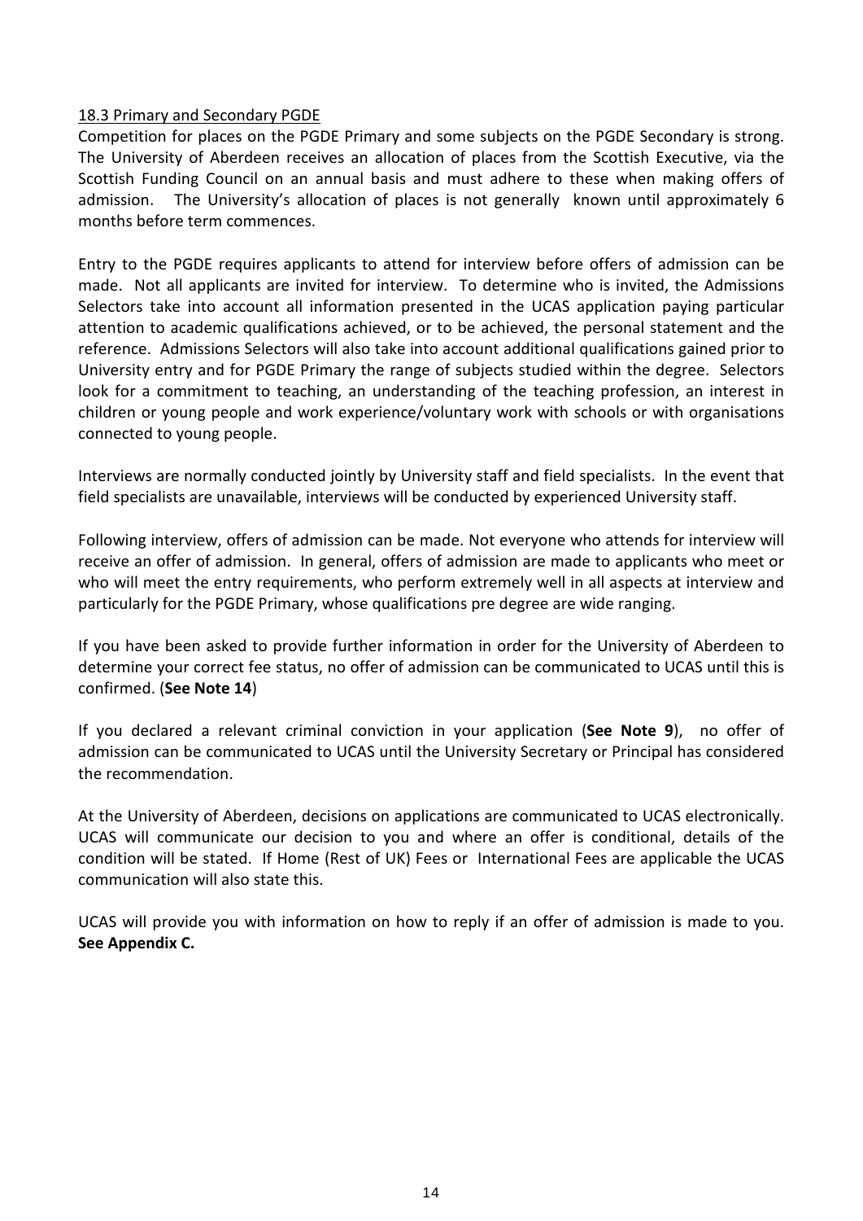18.3 Primary and Secondary PGDE

Competition for places on the PGDE Primary and some subjects on the PGDE Secondary is strong. The University of Aberdeen receives an allocation of places from the Scottish Executive, via the Scottish Funding Council on an annual basis and must adhere to these when making offers of admission. The University's allocation of places is not generally known until approximately 6 months before term commences.

Entry to the PGDE requires applicants to attend for interview before offers of admission can be made. Not all applicants are invited for interview. To determine who is invited, the Admissions Selectors take into account all information presented in the UCAS application paying particular attention to academic qualifications achieved, or to be achieved, the personal statement and the reference. Admissions Selectors will also take into account additional qualifications gained prior to University entry and for PGDE Primary the range of subjects studied within the degree. Selectors look for a commitment to teaching, an understanding of the teaching profession, an interest in children or young people and work experience/voluntary work with schools or with organisations connected to young people.

Interviews are normally conducted jointly by University staff and field specialists. In the event that field specialists are unavailable, interviews will be conducted by experienced University staff.

Following interview, offers of admission can be made. Not everyone who attends for interview will receive an offer of admission. In general, offers of admission are made to applicants who meet or who will meet the entry requirements, who perform extremely well in all aspects at interview and particularly for the PGDE Primary, whose qualifications pre degree are wide ranging.

If you have been asked to provide further information in order for the University of Aberdeen to determine your correct fee status, no offer of admission can be communicated to UCAS until this is confirmed. (**See Note 14**)

If you declared a relevant criminal conviction in your application (**See Note 9**), no offer of admission can be communicated to UCAS until the University Secretary or Principal has considered the recommendation.

At the University of Aberdeen, decisions on applications are communicated to UCAS electronically. UCAS will communicate our decision to you and where an offer is conditional, details of the condition will be stated. If Home (Rest of UK) Fees or International Fees are applicable the UCAS communication will also state this.

UCAS will provide you with information on how to reply if an offer of admission is made to you. **See Appendix C.**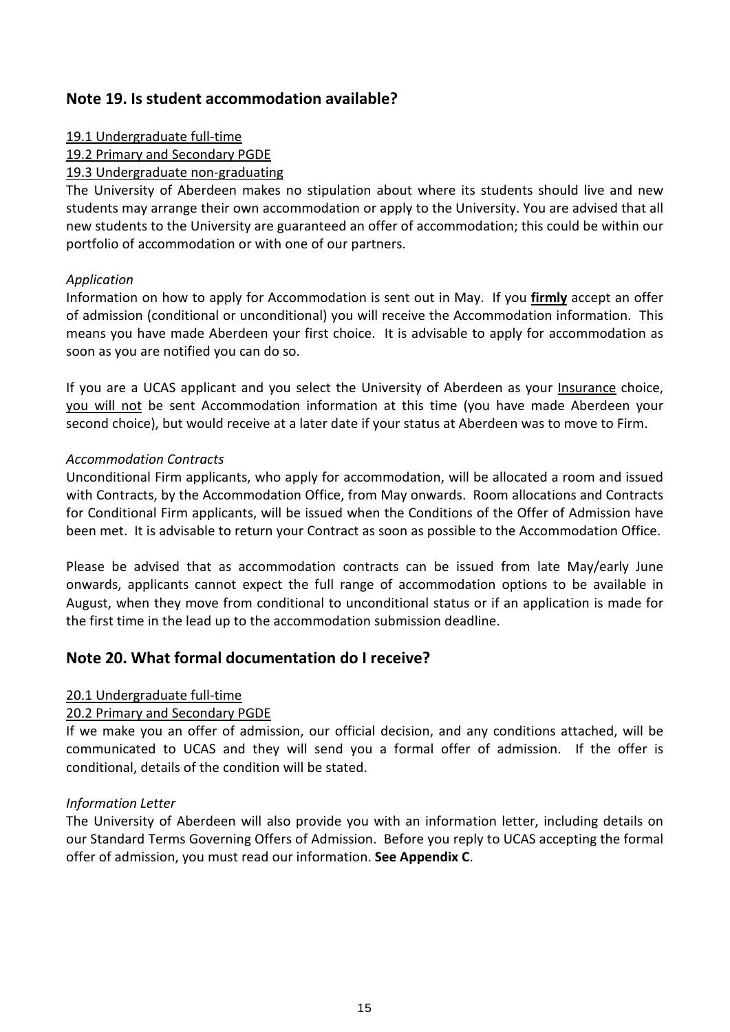## Note 19. Is student accommodation available?

19.1 Undergraduate full-time
19.2 Primary and Secondary PGDE
19.3 Undergraduate non-graduating

The University of Aberdeen makes no stipulation about where its students should live and new students may arrange their own accommodation or apply to the University. You are advised that all new students to the University are guaranteed an offer of accommodation; this could be within our portfolio of accommodation or with one of our partners.

*Application*

Information on how to apply for Accommodation is sent out in May. If you **firmly** accept an offer of admission (conditional or unconditional) you will receive the Accommodation information. This means you have made Aberdeen your first choice. It is advisable to apply for accommodation as soon as you are notified you can do so.

If you are a UCAS applicant and you select the University of Aberdeen as your Insurance choice, you will not be sent Accommodation information at this time (you have made Aberdeen your second choice), but would receive at a later date if your status at Aberdeen was to move to Firm.

*Accommodation Contracts*

Unconditional Firm applicants, who apply for accommodation, will be allocated a room and issued with Contracts, by the Accommodation Office, from May onwards. Room allocations and Contracts for Conditional Firm applicants, will be issued when the Conditions of the Offer of Admission have been met. It is advisable to return your Contract as soon as possible to the Accommodation Office.

Please be advised that as accommodation contracts can be issued from late May/early June onwards, applicants cannot expect the full range of accommodation options to be available in August, when they move from conditional to unconditional status or if an application is made for the first time in the lead up to the accommodation submission deadline.

## Note 20. What formal documentation do I receive?

20.1 Undergraduate full-time
20.2 Primary and Secondary PGDE

If we make you an offer of admission, our official decision, and any conditions attached, will be communicated to UCAS and they will send you a formal offer of admission. If the offer is conditional, details of the condition will be stated.

*Information Letter*

The University of Aberdeen will also provide you with an information letter, including details on our Standard Terms Governing Offers of Admission. Before you reply to UCAS accepting the formal offer of admission, you must read our information. **See Appendix C**.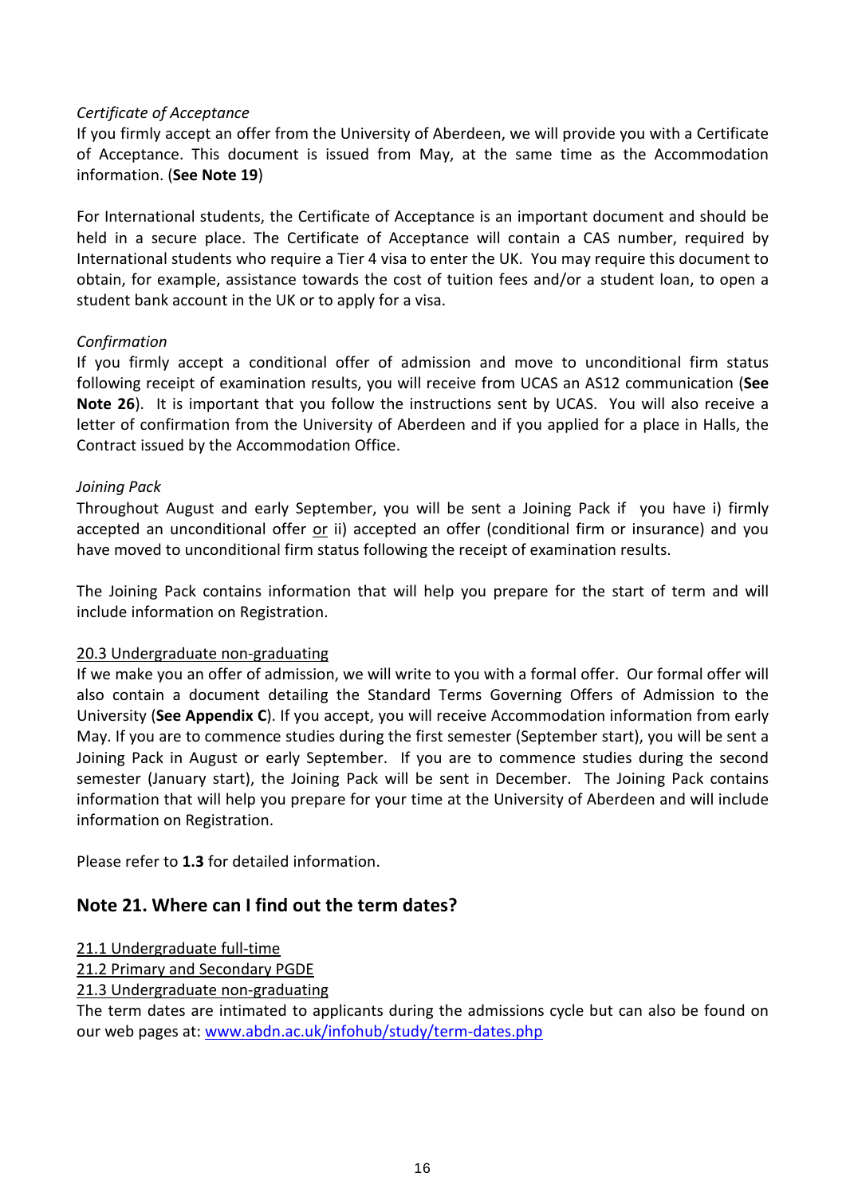*Certificate of Acceptance*
If you firmly accept an offer from the University of Aberdeen, we will provide you with a Certificate of Acceptance. This document is issued from May, at the same time as the Accommodation information. (**See Note 19**)

For International students, the Certificate of Acceptance is an important document and should be held in a secure place. The Certificate of Acceptance will contain a CAS number, required by International students who require a Tier 4 visa to enter the UK. You may require this document to obtain, for example, assistance towards the cost of tuition fees and/or a student loan, to open a student bank account in the UK or to apply for a visa.

*Confirmation*
If you firmly accept a conditional offer of admission and move to unconditional firm status following receipt of examination results, you will receive from UCAS an AS12 communication (**See Note 26**). It is important that you follow the instructions sent by UCAS. You will also receive a letter of confirmation from the University of Aberdeen and if you applied for a place in Halls, the Contract issued by the Accommodation Office.

*Joining Pack*
Throughout August and early September, you will be sent a Joining Pack if you have i) firmly accepted an unconditional offer <u>or</u> ii) accepted an offer (conditional firm or insurance) and you have moved to unconditional firm status following the receipt of examination results.

The Joining Pack contains information that will help you prepare for the start of term and will include information on Registration.

<u>20.3 Undergraduate non-graduating</u>
If we make you an offer of admission, we will write to you with a formal offer. Our formal offer will also contain a document detailing the Standard Terms Governing Offers of Admission to the University (**See Appendix C**). If you accept, you will receive Accommodation information from early May. If you are to commence studies during the first semester (September start), you will be sent a Joining Pack in August or early September. If you are to commence studies during the second semester (January start), the Joining Pack will be sent in December. The Joining Pack contains information that will help you prepare for your time at the University of Aberdeen and will include information on Registration.

Please refer to **1.3** for detailed information.

## Note 21. Where can I find out the term dates?

<u>21.1 Undergraduate full-time</u>
<u>21.2 Primary and Secondary PGDE</u>
<u>21.3 Undergraduate non-graduating</u>
The term dates are intimated to applicants during the admissions cycle but can also be found on our web pages at: [www.abdn.ac.uk/infohub/study/term-dates.php](http://www.abdn.ac.uk/infohub/study/term-dates.php)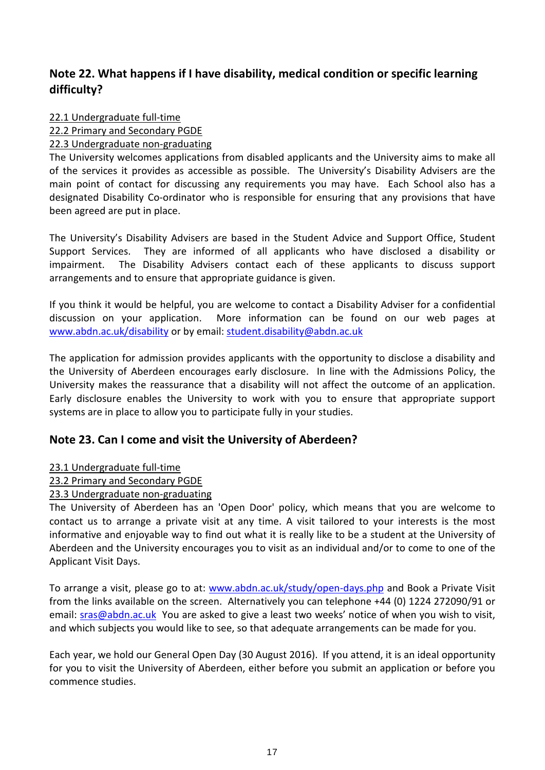## Note 22. What happens if I have disability, medical condition or specific learning difficulty?

<u>22.1 Undergraduate full-time</u>
<u>22.2 Primary and Secondary PGDE</u>
<u>22.3 Undergraduate non-graduating</u>

The University welcomes applications from disabled applicants and the University aims to make all of the services it provides as accessible as possible. The University's Disability Advisers are the main point of contact for discussing any requirements you may have. Each School also has a designated Disability Co-ordinator who is responsible for ensuring that any provisions that have been agreed are put in place.

The University's Disability Advisers are based in the Student Advice and Support Office, Student Support Services. They are informed of all applicants who have disclosed a disability or impairment. The Disability Advisers contact each of these applicants to discuss support arrangements and to ensure that appropriate guidance is given.

If you think it would be helpful, you are welcome to contact a Disability Adviser for a confidential discussion on your application. More information can be found on our web pages at [www.abdn.ac.uk/disability](www.abdn.ac.uk/disability) or by email: [student.disability@abdn.ac.uk](mailto:student.disability@abdn.ac.uk)

The application for admission provides applicants with the opportunity to disclose a disability and the University of Aberdeen encourages early disclosure. In line with the Admissions Policy, the University makes the reassurance that a disability will not affect the outcome of an application. Early disclosure enables the University to work with you to ensure that appropriate support systems are in place to allow you to participate fully in your studies.

## Note 23. Can I come and visit the University of Aberdeen?

<u>23.1 Undergraduate full-time</u>
<u>23.2 Primary and Secondary PGDE</u>
<u>23.3 Undergraduate non-graduating</u>

The University of Aberdeen has an 'Open Door' policy, which means that you are welcome to contact us to arrange a private visit at any time. A visit tailored to your interests is the most informative and enjoyable way to find out what it is really like to be a student at the University of Aberdeen and the University encourages you to visit as an individual and/or to come to one of the Applicant Visit Days.

To arrange a visit, please go to at: [www.abdn.ac.uk/study/open-days.php](www.abdn.ac.uk/study/open-days.php) and Book a Private Visit from the links available on the screen. Alternatively you can telephone +44 (0) 1224 272090/91 or email: [sras@abdn.ac.uk](mailto:sras@abdn.ac.uk) You are asked to give a least two weeks' notice of when you wish to visit, and which subjects you would like to see, so that adequate arrangements can be made for you.

Each year, we hold our General Open Day (30 August 2016). If you attend, it is an ideal opportunity for you to visit the University of Aberdeen, either before you submit an application or before you commence studies.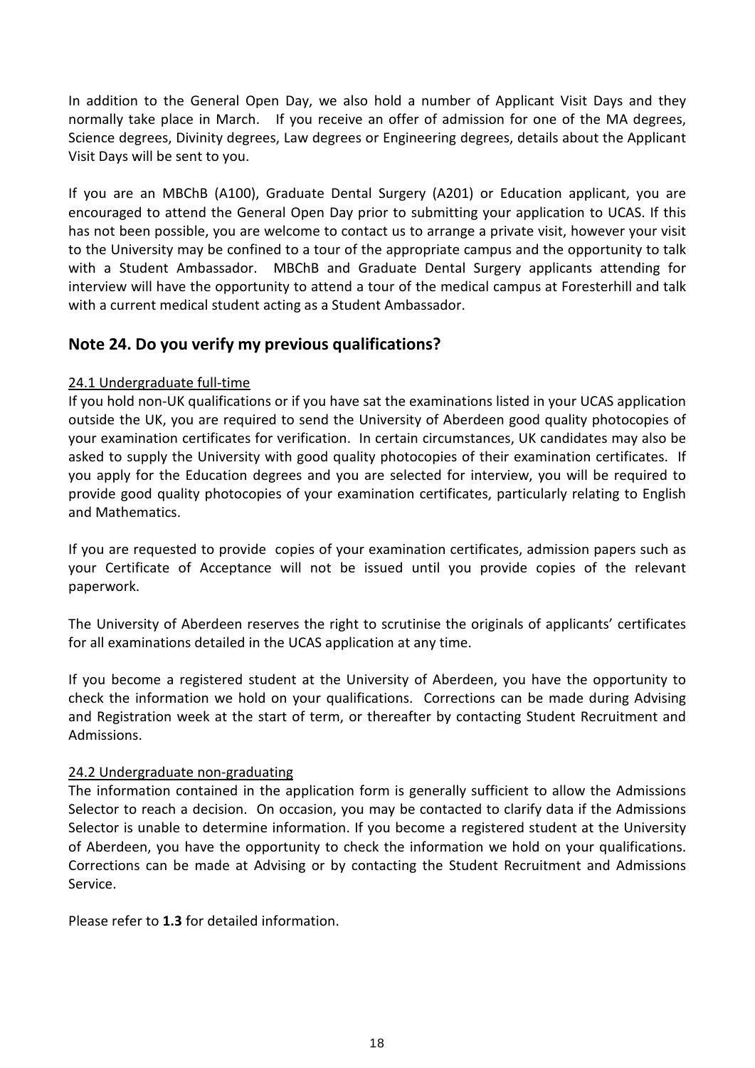In addition to the General Open Day, we also hold a number of Applicant Visit Days and they normally take place in March. If you receive an offer of admission for one of the MA degrees, Science degrees, Divinity degrees, Law degrees or Engineering degrees, details about the Applicant Visit Days will be sent to you.

If you are an MBChB (A100), Graduate Dental Surgery (A201) or Education applicant, you are encouraged to attend the General Open Day prior to submitting your application to UCAS. If this has not been possible, you are welcome to contact us to arrange a private visit, however your visit to the University may be confined to a tour of the appropriate campus and the opportunity to talk with a Student Ambassador. MBChB and Graduate Dental Surgery applicants attending for interview will have the opportunity to attend a tour of the medical campus at Foresterhill and talk with a current medical student acting as a Student Ambassador.

## Note 24. Do you verify my previous qualifications?

### 24.1 Undergraduate full-time

If you hold non-UK qualifications or if you have sat the examinations listed in your UCAS application outside the UK, you are required to send the University of Aberdeen good quality photocopies of your examination certificates for verification. In certain circumstances, UK candidates may also be asked to supply the University with good quality photocopies of their examination certificates. If you apply for the Education degrees and you are selected for interview, you will be required to provide good quality photocopies of your examination certificates, particularly relating to English and Mathematics.

If you are requested to provide copies of your examination certificates, admission papers such as your Certificate of Acceptance will not be issued until you provide copies of the relevant paperwork.

The University of Aberdeen reserves the right to scrutinise the originals of applicants' certificates for all examinations detailed in the UCAS application at any time.

If you become a registered student at the University of Aberdeen, you have the opportunity to check the information we hold on your qualifications. Corrections can be made during Advising and Registration week at the start of term, or thereafter by contacting Student Recruitment and Admissions.

### 24.2 Undergraduate non-graduating

The information contained in the application form is generally sufficient to allow the Admissions Selector to reach a decision. On occasion, you may be contacted to clarify data if the Admissions Selector is unable to determine information. If you become a registered student at the University of Aberdeen, you have the opportunity to check the information we hold on your qualifications. Corrections can be made at Advising or by contacting the Student Recruitment and Admissions Service.

Please refer to **1.3** for detailed information.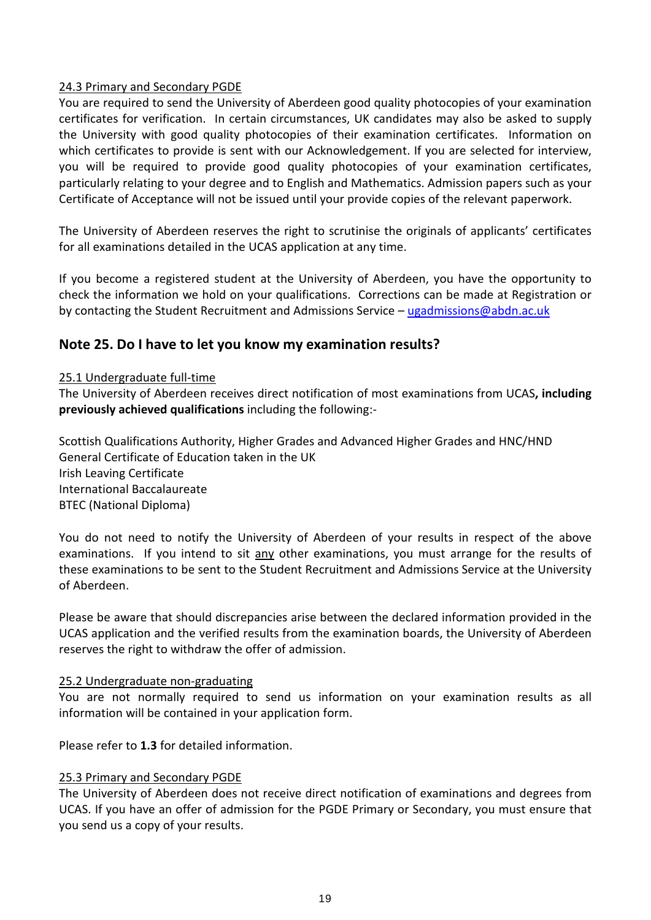24.3 Primary and Secondary PGDE

You are required to send the University of Aberdeen good quality photocopies of your examination certificates for verification. In certain circumstances, UK candidates may also be asked to supply the University with good quality photocopies of their examination certificates. Information on which certificates to provide is sent with our Acknowledgement. If you are selected for interview, you will be required to provide good quality photocopies of your examination certificates, particularly relating to your degree and to English and Mathematics. Admission papers such as your Certificate of Acceptance will not be issued until your provide copies of the relevant paperwork.

The University of Aberdeen reserves the right to scrutinise the originals of applicants' certificates for all examinations detailed in the UCAS application at any time.

If you become a registered student at the University of Aberdeen, you have the opportunity to check the information we hold on your qualifications. Corrections can be made at Registration or by contacting the Student Recruitment and Admissions Service – ugadmissions@abdn.ac.uk

## Note 25. Do I have to let you know my examination results?

25.1 Undergraduate full-time

The University of Aberdeen receives direct notification of most examinations from UCAS**, including previously achieved qualifications** including the following:-

Scottish Qualifications Authority, Higher Grades and Advanced Higher Grades and HNC/HND
General Certificate of Education taken in the UK
Irish Leaving Certificate
International Baccalaureate
BTEC (National Diploma)

You do not need to notify the University of Aberdeen of your results in respect of the above examinations. If you intend to sit any other examinations, you must arrange for the results of these examinations to be sent to the Student Recruitment and Admissions Service at the University of Aberdeen.

Please be aware that should discrepancies arise between the declared information provided in the UCAS application and the verified results from the examination boards, the University of Aberdeen reserves the right to withdraw the offer of admission.

25.2 Undergraduate non-graduating

You are not normally required to send us information on your examination results as all information will be contained in your application form.

Please refer to **1.3** for detailed information.

25.3 Primary and Secondary PGDE

The University of Aberdeen does not receive direct notification of examinations and degrees from UCAS. If you have an offer of admission for the PGDE Primary or Secondary, you must ensure that you send us a copy of your results.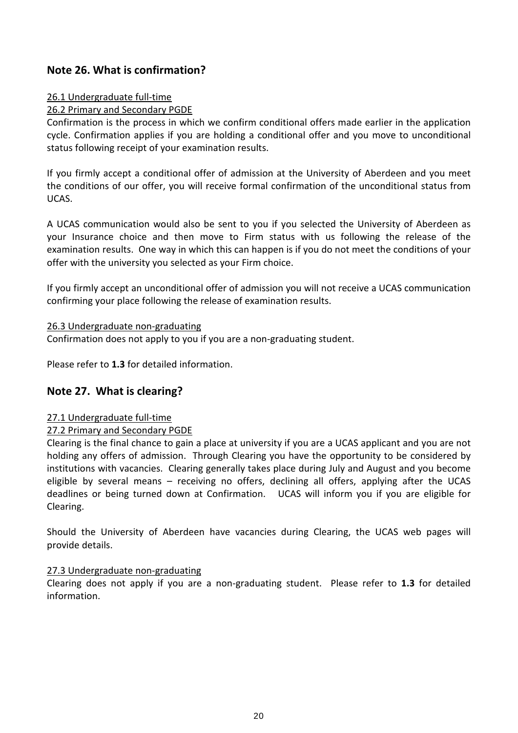## Note 26. What is confirmation?

26.1 Undergraduate full-time

26.2 Primary and Secondary PGDE

Confirmation is the process in which we confirm conditional offers made earlier in the application cycle. Confirmation applies if you are holding a conditional offer and you move to unconditional status following receipt of your examination results.

If you firmly accept a conditional offer of admission at the University of Aberdeen and you meet the conditions of our offer, you will receive formal confirmation of the unconditional status from UCAS.

A UCAS communication would also be sent to you if you selected the University of Aberdeen as your Insurance choice and then move to Firm status with us following the release of the examination results. One way in which this can happen is if you do not meet the conditions of your offer with the university you selected as your Firm choice.

If you firmly accept an unconditional offer of admission you will not receive a UCAS communication confirming your place following the release of examination results.

26.3 Undergraduate non-graduating

Confirmation does not apply to you if you are a non-graduating student.

Please refer to **1.3** for detailed information.

## Note 27. What is clearing?

27.1 Undergraduate full-time

27.2 Primary and Secondary PGDE

Clearing is the final chance to gain a place at university if you are a UCAS applicant and you are not holding any offers of admission. Through Clearing you have the opportunity to be considered by institutions with vacancies. Clearing generally takes place during July and August and you become eligible by several means – receiving no offers, declining all offers, applying after the UCAS deadlines or being turned down at Confirmation. UCAS will inform you if you are eligible for Clearing.

Should the University of Aberdeen have vacancies during Clearing, the UCAS web pages will provide details.

27.3 Undergraduate non-graduating

Clearing does not apply if you are a non-graduating student. Please refer to **1.3** for detailed information.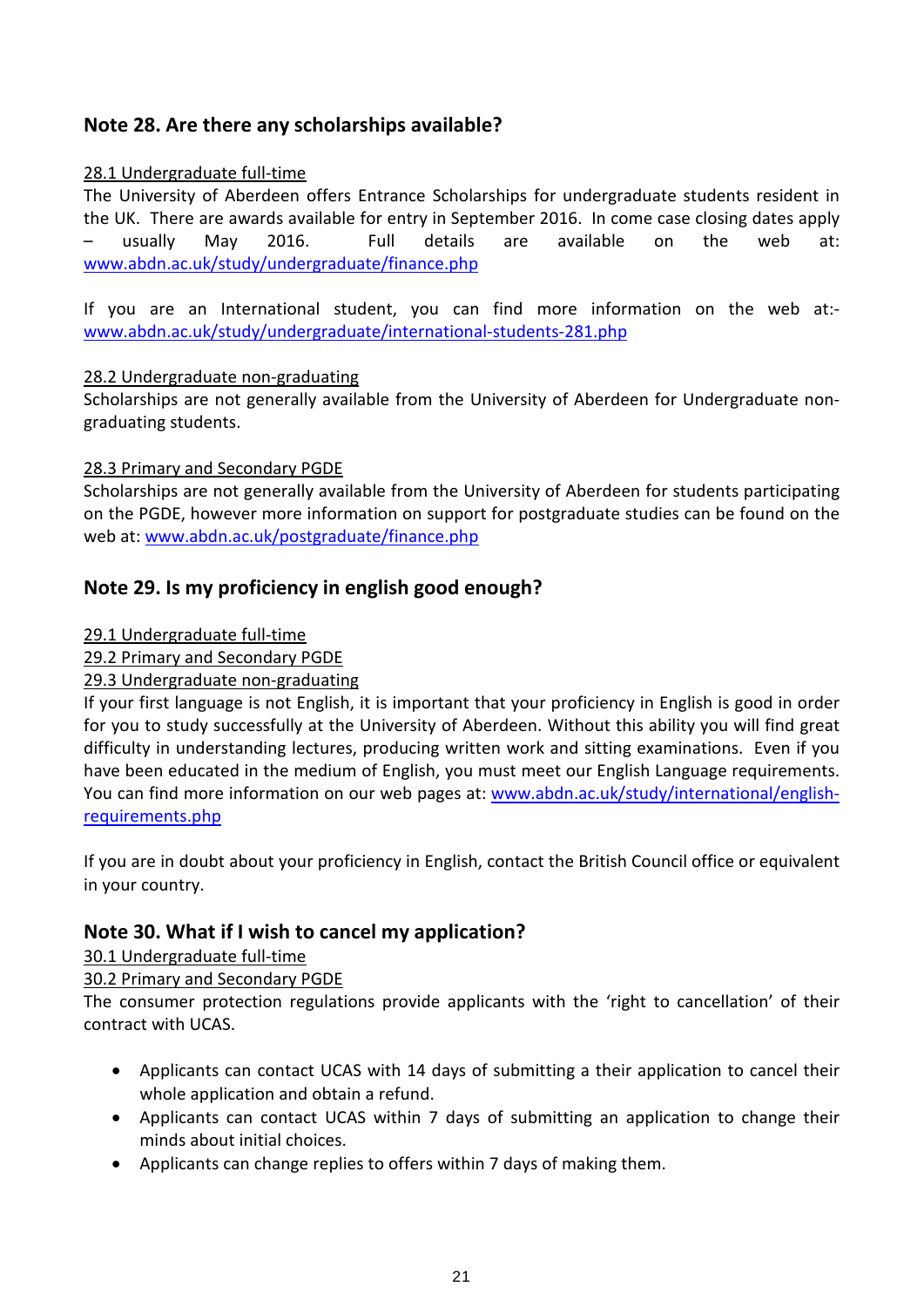## Note 28. Are there any scholarships available?

28.1 Undergraduate full-time

The University of Aberdeen offers Entrance Scholarships for undergraduate students resident in the UK. There are awards available for entry in September 2016. In come case closing dates apply – usually May 2016. Full details are available on the web at: www.abdn.ac.uk/study/undergraduate/finance.php

If you are an International student, you can find more information on the web at:- www.abdn.ac.uk/study/undergraduate/international-students-281.php

28.2 Undergraduate non-graduating

Scholarships are not generally available from the University of Aberdeen for Undergraduate non-graduating students.

28.3 Primary and Secondary PGDE

Scholarships are not generally available from the University of Aberdeen for students participating on the PGDE, however more information on support for postgraduate studies can be found on the web at: www.abdn.ac.uk/postgraduate/finance.php

## Note 29. Is my proficiency in english good enough?

29.1 Undergraduate full-time
29.2 Primary and Secondary PGDE
29.3 Undergraduate non-graduating

If your first language is not English, it is important that your proficiency in English is good in order for you to study successfully at the University of Aberdeen. Without this ability you will find great difficulty in understanding lectures, producing written work and sitting examinations. Even if you have been educated in the medium of English, you must meet our English Language requirements. You can find more information on our web pages at: www.abdn.ac.uk/study/international/english-requirements.php

If you are in doubt about your proficiency in English, contact the British Council office or equivalent in your country.

## Note 30. What if I wish to cancel my application?

30.1 Undergraduate full-time
30.2 Primary and Secondary PGDE

The consumer protection regulations provide applicants with the 'right to cancellation' of their contract with UCAS.

- Applicants can contact UCAS with 14 days of submitting a their application to cancel their whole application and obtain a refund.
- Applicants can contact UCAS within 7 days of submitting an application to change their minds about initial choices.
- Applicants can change replies to offers within 7 days of making them.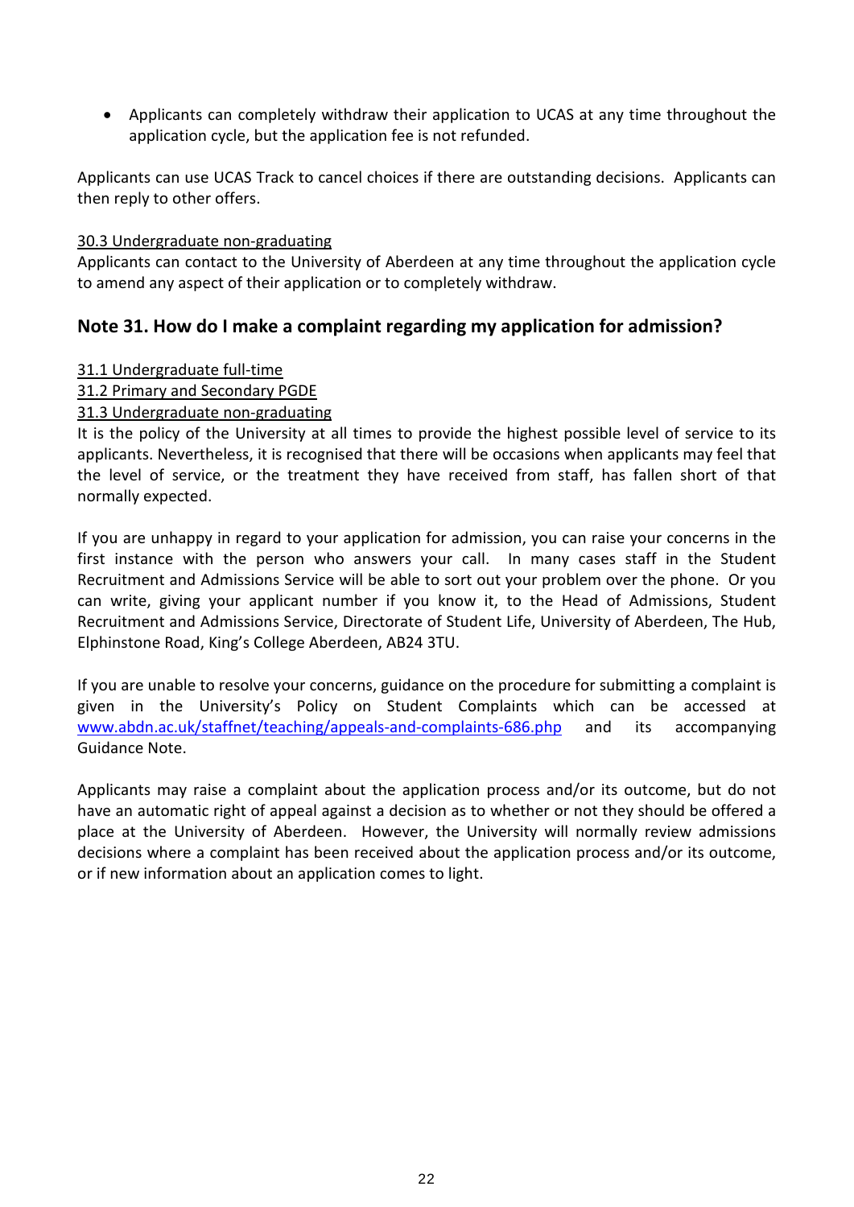- Applicants can completely withdraw their application to UCAS at any time throughout the application cycle, but the application fee is not refunded.

Applicants can use UCAS Track to cancel choices if there are outstanding decisions. Applicants can then reply to other offers.

30.3 Undergraduate non-graduating

Applicants can contact to the University of Aberdeen at any time throughout the application cycle to amend any aspect of their application or to completely withdraw.

## Note 31. How do I make a complaint regarding my application for admission?

31.1 Undergraduate full-time

31.2 Primary and Secondary PGDE

31.3 Undergraduate non-graduating

It is the policy of the University at all times to provide the highest possible level of service to its applicants. Nevertheless, it is recognised that there will be occasions when applicants may feel that the level of service, or the treatment they have received from staff, has fallen short of that normally expected.

If you are unhappy in regard to your application for admission, you can raise your concerns in the first instance with the person who answers your call. In many cases staff in the Student Recruitment and Admissions Service will be able to sort out your problem over the phone. Or you can write, giving your applicant number if you know it, to the Head of Admissions, Student Recruitment and Admissions Service, Directorate of Student Life, University of Aberdeen, The Hub, Elphinstone Road, King's College Aberdeen, AB24 3TU.

If you are unable to resolve your concerns, guidance on the procedure for submitting a complaint is given in the University's Policy on Student Complaints which can be accessed at www.abdn.ac.uk/staffnet/teaching/appeals-and-complaints-686.php and its accompanying Guidance Note.

Applicants may raise a complaint about the application process and/or its outcome, but do not have an automatic right of appeal against a decision as to whether or not they should be offered a place at the University of Aberdeen. However, the University will normally review admissions decisions where a complaint has been received about the application process and/or its outcome, or if new information about an application comes to light.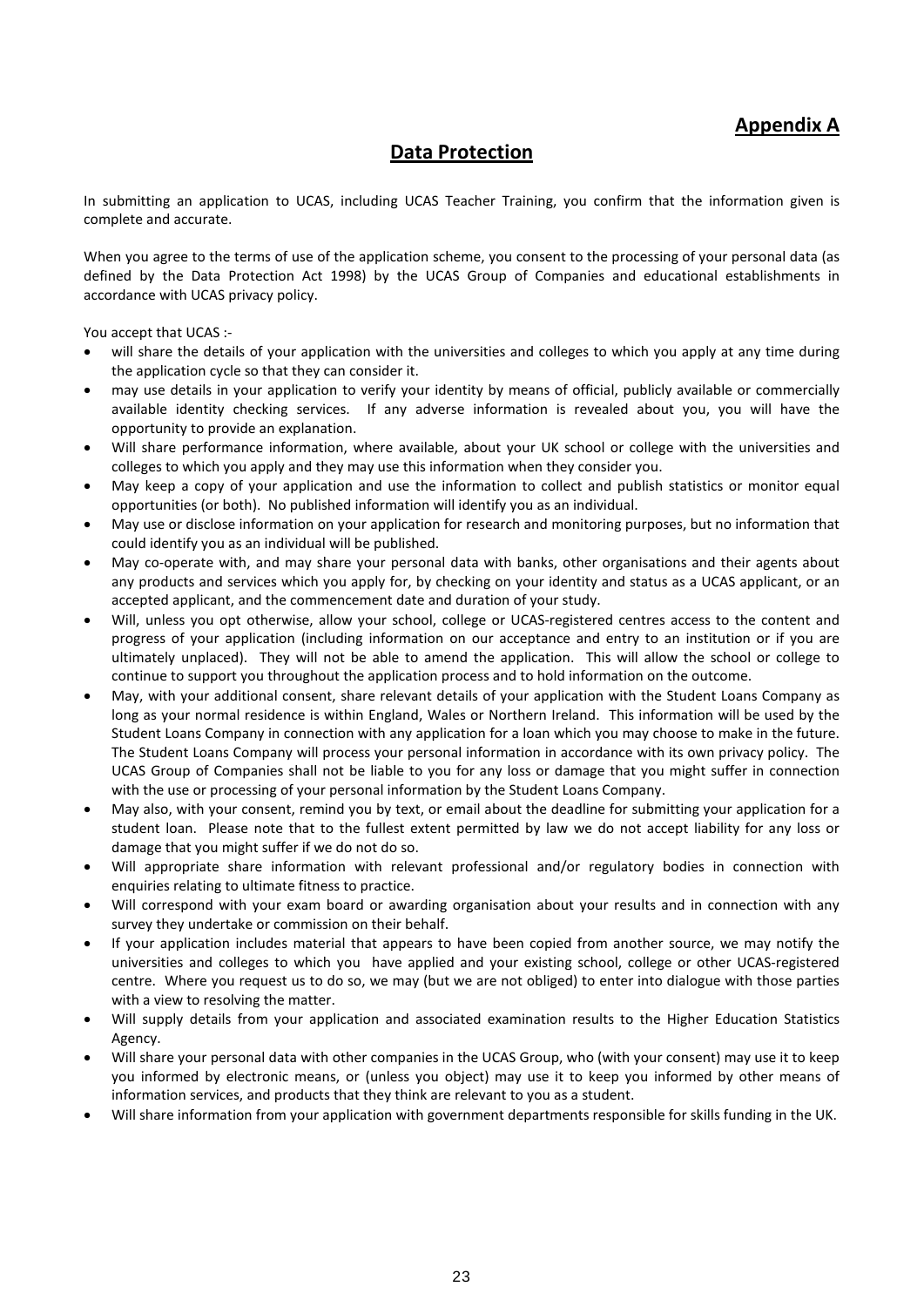## Appendix A

## Data Protection

In submitting an application to UCAS, including UCAS Teacher Training, you confirm that the information given is complete and accurate.

When you agree to the terms of use of the application scheme, you consent to the processing of your personal data (as defined by the Data Protection Act 1998) by the UCAS Group of Companies and educational establishments in accordance with UCAS privacy policy.

You accept that UCAS :-

- will share the details of your application with the universities and colleges to which you apply at any time during the application cycle so that they can consider it.
- may use details in your application to verify your identity by means of official, publicly available or commercially available identity checking services. If any adverse information is revealed about you, you will have the opportunity to provide an explanation.
- Will share performance information, where available, about your UK school or college with the universities and colleges to which you apply and they may use this information when they consider you.
- May keep a copy of your application and use the information to collect and publish statistics or monitor equal opportunities (or both). No published information will identify you as an individual.
- May use or disclose information on your application for research and monitoring purposes, but no information that could identify you as an individual will be published.
- May co-operate with, and may share your personal data with banks, other organisations and their agents about any products and services which you apply for, by checking on your identity and status as a UCAS applicant, or an accepted applicant, and the commencement date and duration of your study.
- Will, unless you opt otherwise, allow your school, college or UCAS-registered centres access to the content and progress of your application (including information on our acceptance and entry to an institution or if you are ultimately unplaced). They will not be able to amend the application. This will allow the school or college to continue to support you throughout the application process and to hold information on the outcome.
- May, with your additional consent, share relevant details of your application with the Student Loans Company as long as your normal residence is within England, Wales or Northern Ireland. This information will be used by the Student Loans Company in connection with any application for a loan which you may choose to make in the future. The Student Loans Company will process your personal information in accordance with its own privacy policy. The UCAS Group of Companies shall not be liable to you for any loss or damage that you might suffer in connection with the use or processing of your personal information by the Student Loans Company.
- May also, with your consent, remind you by text, or email about the deadline for submitting your application for a student loan. Please note that to the fullest extent permitted by law we do not accept liability for any loss or damage that you might suffer if we do not do so.
- Will appropriate share information with relevant professional and/or regulatory bodies in connection with enquiries relating to ultimate fitness to practice.
- Will correspond with your exam board or awarding organisation about your results and in connection with any survey they undertake or commission on their behalf.
- If your application includes material that appears to have been copied from another source, we may notify the universities and colleges to which you have applied and your existing school, college or other UCAS-registered centre. Where you request us to do so, we may (but we are not obliged) to enter into dialogue with those parties with a view to resolving the matter.
- Will supply details from your application and associated examination results to the Higher Education Statistics Agency.
- Will share your personal data with other companies in the UCAS Group, who (with your consent) may use it to keep you informed by electronic means, or (unless you object) may use it to keep you informed by other means of information services, and products that they think are relevant to you as a student.
- Will share information from your application with government departments responsible for skills funding in the UK.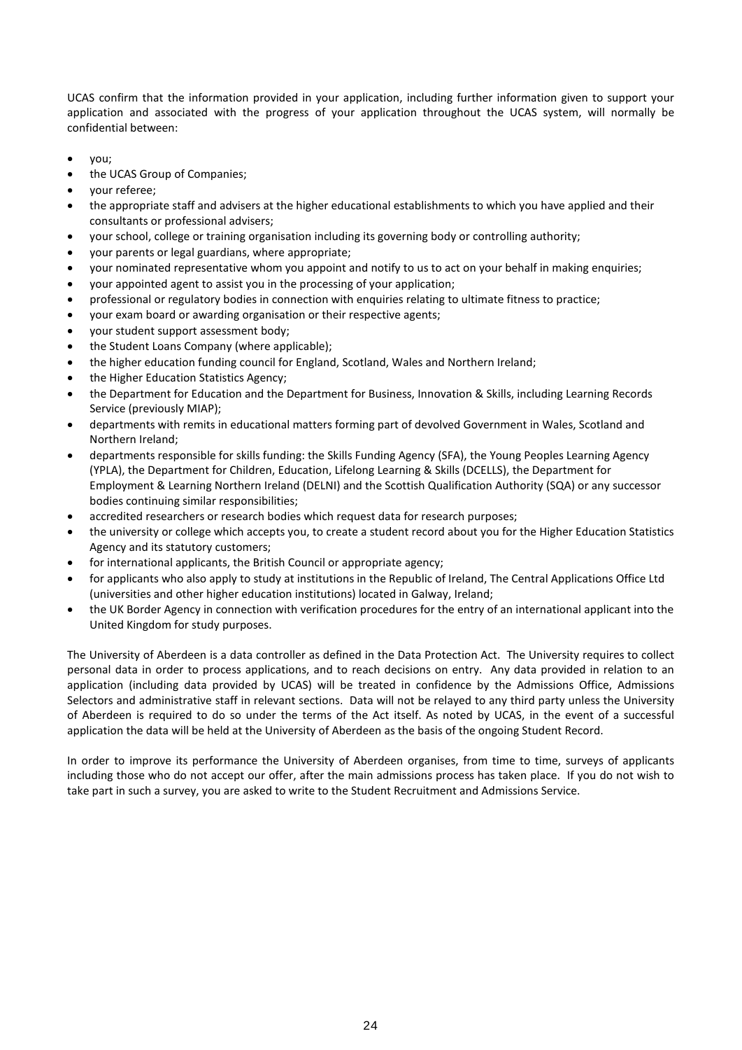UCAS confirm that the information provided in your application, including further information given to support your application and associated with the progress of your application throughout the UCAS system, will normally be confidential between:

- you;
- the UCAS Group of Companies;
- your referee;
- the appropriate staff and advisers at the higher educational establishments to which you have applied and their consultants or professional advisers;
- your school, college or training organisation including its governing body or controlling authority;
- your parents or legal guardians, where appropriate;
- your nominated representative whom you appoint and notify to us to act on your behalf in making enquiries;
- your appointed agent to assist you in the processing of your application;
- professional or regulatory bodies in connection with enquiries relating to ultimate fitness to practice;
- your exam board or awarding organisation or their respective agents;
- your student support assessment body;
- the Student Loans Company (where applicable);
- the higher education funding council for England, Scotland, Wales and Northern Ireland;
- the Higher Education Statistics Agency;
- the Department for Education and the Department for Business, Innovation & Skills, including Learning Records Service (previously MIAP);
- departments with remits in educational matters forming part of devolved Government in Wales, Scotland and Northern Ireland;
- departments responsible for skills funding: the Skills Funding Agency (SFA), the Young Peoples Learning Agency (YPLA), the Department for Children, Education, Lifelong Learning & Skills (DCELLS), the Department for Employment & Learning Northern Ireland (DELNI) and the Scottish Qualification Authority (SQA) or any successor bodies continuing similar responsibilities;
- accredited researchers or research bodies which request data for research purposes;
- the university or college which accepts you, to create a student record about you for the Higher Education Statistics Agency and its statutory customers;
- for international applicants, the British Council or appropriate agency;
- for applicants who also apply to study at institutions in the Republic of Ireland, The Central Applications Office Ltd (universities and other higher education institutions) located in Galway, Ireland;
- the UK Border Agency in connection with verification procedures for the entry of an international applicant into the United Kingdom for study purposes.

The University of Aberdeen is a data controller as defined in the Data Protection Act. The University requires to collect personal data in order to process applications, and to reach decisions on entry. Any data provided in relation to an application (including data provided by UCAS) will be treated in confidence by the Admissions Office, Admissions Selectors and administrative staff in relevant sections. Data will not be relayed to any third party unless the University of Aberdeen is required to do so under the terms of the Act itself. As noted by UCAS, in the event of a successful application the data will be held at the University of Aberdeen as the basis of the ongoing Student Record.

In order to improve its performance the University of Aberdeen organises, from time to time, surveys of applicants including those who do not accept our offer, after the main admissions process has taken place. If you do not wish to take part in such a survey, you are asked to write to the Student Recruitment and Admissions Service.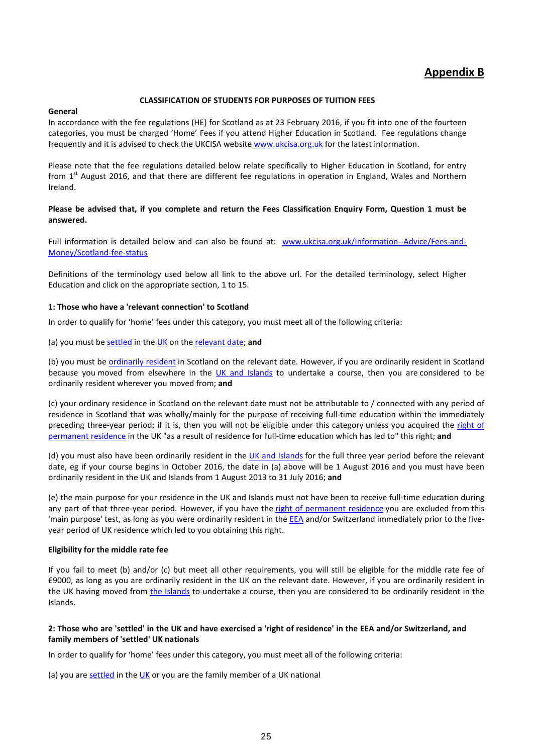## Appendix B

**CLASSIFICATION OF STUDENTS FOR PURPOSES OF TUITION FEES**

**General**

In accordance with the fee regulations (HE) for Scotland as at 23 February 2016, if you fit into one of the fourteen categories, you must be charged 'Home' Fees if you attend Higher Education in Scotland. Fee regulations change frequently and it is advised to check the UKCISA website www.ukcisa.org.uk for the latest information.

Please note that the fee regulations detailed below relate specifically to Higher Education in Scotland, for entry from 1st August 2016, and that there are different fee regulations in operation in England, Wales and Northern Ireland.

**Please be advised that, if you complete and return the Fees Classification Enquiry Form, Question 1 must be answered.**

Full information is detailed below and can also be found at: www.ukcisa.org.uk/Information--Advice/Fees-and-Money/Scotland-fee-status

Definitions of the terminology used below all link to the above url. For the detailed terminology, select Higher Education and click on the appropriate section, 1 to 15.

**1: Those who have a 'relevant connection' to Scotland**

In order to qualify for 'home' fees under this category, you must meet all of the following criteria:

(a) you must be settled in the UK on the relevant date; **and**

(b) you must be ordinarily resident in Scotland on the relevant date. However, if you are ordinarily resident in Scotland because you moved from elsewhere in the UK and Islands to undertake a course, then you are considered to be ordinarily resident wherever you moved from; **and**

(c) your ordinary residence in Scotland on the relevant date must not be attributable to / connected with any period of residence in Scotland that was wholly/mainly for the purpose of receiving full-time education within the immediately preceding three-year period; if it is, then you will not be eligible under this category unless you acquired the right of permanent residence in the UK "as a result of residence for full-time education which has led to" this right; **and**

(d) you must also have been ordinarily resident in the UK and Islands for the full three year period before the relevant date, eg if your course begins in October 2016, the date in (a) above will be 1 August 2016 and you must have been ordinarily resident in the UK and Islands from 1 August 2013 to 31 July 2016; **and**

(e) the main purpose for your residence in the UK and Islands must not have been to receive full-time education during any part of that three-year period. However, if you have the right of permanent residence you are excluded from this 'main purpose' test, as long as you were ordinarily resident in the EEA and/or Switzerland immediately prior to the five-year period of UK residence which led to you obtaining this right.

**Eligibility for the middle rate fee**

If you fail to meet (b) and/or (c) but meet all other requirements, you will still be eligible for the middle rate fee of £9000, as long as you are ordinarily resident in the UK on the relevant date. However, if you are ordinarily resident in the UK having moved from the Islands to undertake a course, then you are considered to be ordinarily resident in the Islands.

**2: Those who are 'settled' in the UK and have exercised a 'right of residence' in the EEA and/or Switzerland, and family members of 'settled' UK nationals**

In order to qualify for 'home' fees under this category, you must meet all of the following criteria:

(a) you are settled in the UK or you are the family member of a UK national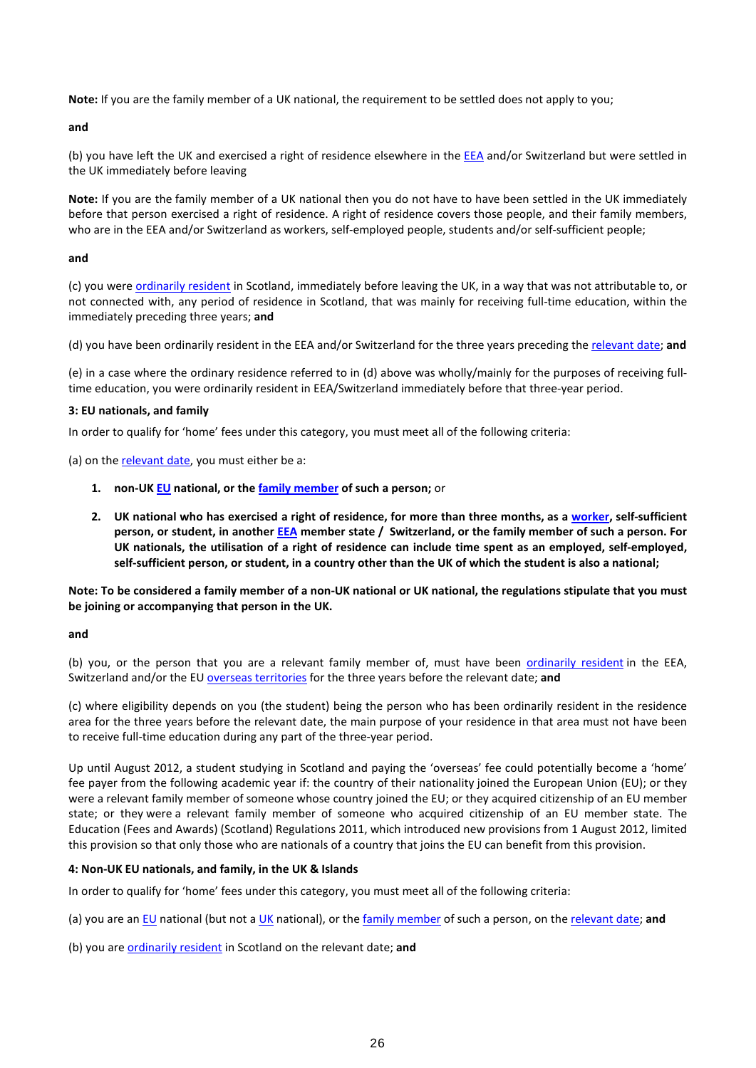**Note:** If you are the family member of a UK national, the requirement to be settled does not apply to you;

**and**

(b) you have left the UK and exercised a right of residence elsewhere in the EEA and/or Switzerland but were settled in the UK immediately before leaving

**Note:** If you are the family member of a UK national then you do not have to have been settled in the UK immediately before that person exercised a right of residence. A right of residence covers those people, and their family members, who are in the EEA and/or Switzerland as workers, self-employed people, students and/or self-sufficient people;

**and**

(c) you were ordinarily resident in Scotland, immediately before leaving the UK, in a way that was not attributable to, or not connected with, any period of residence in Scotland, that was mainly for receiving full-time education, within the immediately preceding three years; **and**

(d) you have been ordinarily resident in the EEA and/or Switzerland for the three years preceding the relevant date; **and**

(e) in a case where the ordinary residence referred to in (d) above was wholly/mainly for the purposes of receiving full-time education, you were ordinarily resident in EEA/Switzerland immediately before that three-year period.

**3: EU nationals, and family**

In order to qualify for 'home' fees under this category, you must meet all of the following criteria:

(a) on the relevant date, you must either be a:

1. **non-UK EU national, or the family member of such a person;** or
2. **UK national who has exercised a right of residence, for more than three months, as a worker, self-sufficient person, or student, in another EEA member state / Switzerland, or the family member of such a person. For UK nationals, the utilisation of a right of residence can include time spent as an employed, self-employed, self-sufficient person, or student, in a country other than the UK of which the student is also a national;**

**Note: To be considered a family member of a non-UK national or UK national, the regulations stipulate that you must be joining or accompanying that person in the UK.**

**and**

(b) you, or the person that you are a relevant family member of, must have been ordinarily resident in the EEA, Switzerland and/or the EU overseas territories for the three years before the relevant date; **and**

(c) where eligibility depends on you (the student) being the person who has been ordinarily resident in the residence area for the three years before the relevant date, the main purpose of your residence in that area must not have been to receive full-time education during any part of the three-year period.

Up until August 2012, a student studying in Scotland and paying the 'overseas' fee could potentially become a 'home' fee payer from the following academic year if: the country of their nationality joined the European Union (EU); or they were a relevant family member of someone whose country joined the EU; or they acquired citizenship of an EU member state; or they were a relevant family member of someone who acquired citizenship of an EU member state. The Education (Fees and Awards) (Scotland) Regulations 2011, which introduced new provisions from 1 August 2012, limited this provision so that only those who are nationals of a country that joins the EU can benefit from this provision.

**4: Non-UK EU nationals, and family, in the UK & Islands**

In order to qualify for 'home' fees under this category, you must meet all of the following criteria:

(a) you are an EU national (but not a UK national), or the family member of such a person, on the relevant date; **and**

(b) you are ordinarily resident in Scotland on the relevant date; **and**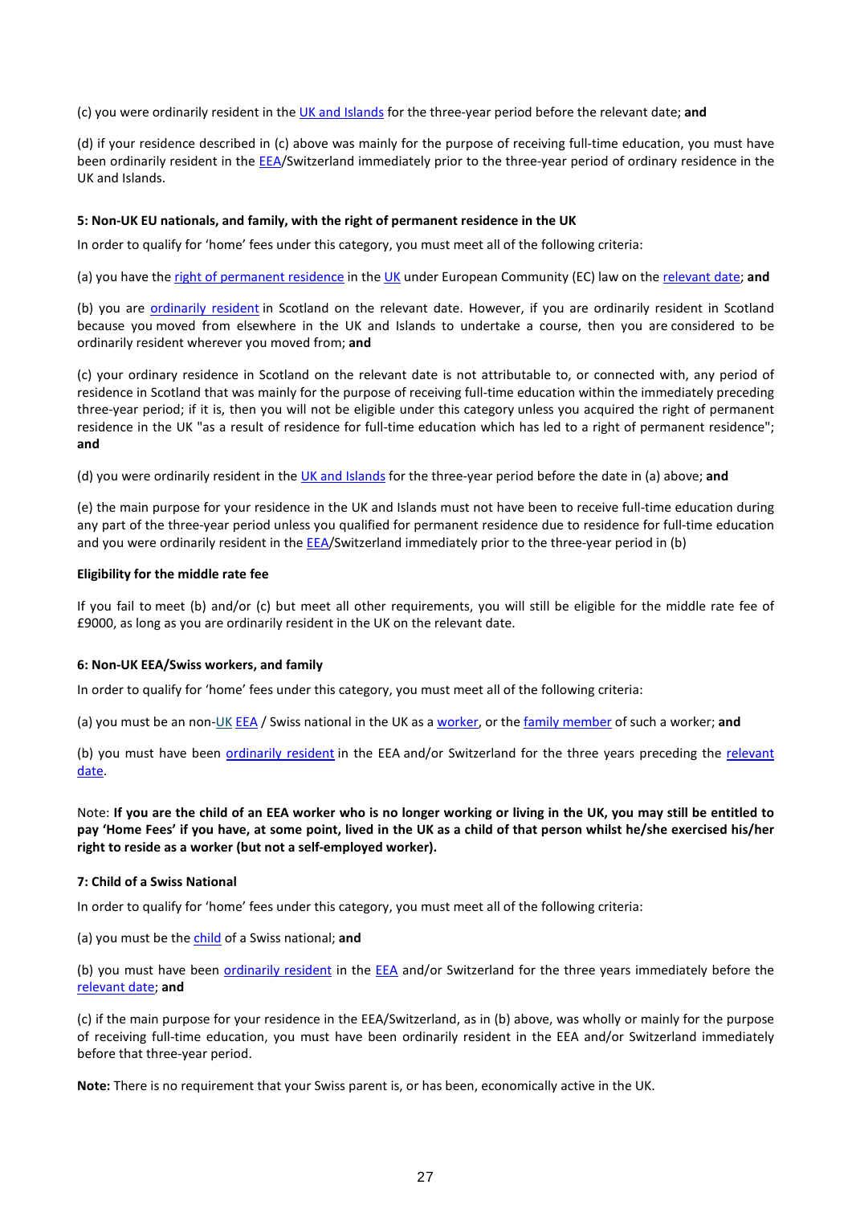(c) you were ordinarily resident in the UK and Islands for the three-year period before the relevant date; **and**

(d) if your residence described in (c) above was mainly for the purpose of receiving full-time education, you must have been ordinarily resident in the EEA/Switzerland immediately prior to the three-year period of ordinary residence in the UK and Islands.

**5: Non-UK EU nationals, and family, with the right of permanent residence in the UK**

In order to qualify for 'home' fees under this category, you must meet all of the following criteria:

(a) you have the right of permanent residence in the UK under European Community (EC) law on the relevant date; **and**

(b) you are ordinarily resident in Scotland on the relevant date. However, if you are ordinarily resident in Scotland because you moved from elsewhere in the UK and Islands to undertake a course, then you are considered to be ordinarily resident wherever you moved from; **and**

(c) your ordinary residence in Scotland on the relevant date is not attributable to, or connected with, any period of residence in Scotland that was mainly for the purpose of receiving full-time education within the immediately preceding three-year period; if it is, then you will not be eligible under this category unless you acquired the right of permanent residence in the UK "as a result of residence for full-time education which has led to a right of permanent residence"; **and**

(d) you were ordinarily resident in the UK and Islands for the three-year period before the date in (a) above; **and**

(e) the main purpose for your residence in the UK and Islands must not have been to receive full-time education during any part of the three-year period unless you qualified for permanent residence due to residence for full-time education and you were ordinarily resident in the EEA/Switzerland immediately prior to the three-year period in (b)

**Eligibility for the middle rate fee**

If you fail to meet (b) and/or (c) but meet all other requirements, you will still be eligible for the middle rate fee of £9000, as long as you are ordinarily resident in the UK on the relevant date.

**6: Non-UK EEA/Swiss workers, and family**

In order to qualify for 'home' fees under this category, you must meet all of the following criteria:

(a) you must be an non-UK EEA / Swiss national in the UK as a worker, or the family member of such a worker; **and**

(b) you must have been ordinarily resident in the EEA and/or Switzerland for the three years preceding the relevant date.

Note: **If you are the child of an EEA worker who is no longer working or living in the UK, you may still be entitled to pay 'Home Fees' if you have, at some point, lived in the UK as a child of that person whilst he/she exercised his/her right to reside as a worker (but not a self-employed worker).**

**7: Child of a Swiss National**

In order to qualify for 'home' fees under this category, you must meet all of the following criteria:

(a) you must be the child of a Swiss national; **and**

(b) you must have been ordinarily resident in the EEA and/or Switzerland for the three years immediately before the relevant date; **and**

(c) if the main purpose for your residence in the EEA/Switzerland, as in (b) above, was wholly or mainly for the purpose of receiving full-time education, you must have been ordinarily resident in the EEA and/or Switzerland immediately before that three-year period.

**Note:** There is no requirement that your Swiss parent is, or has been, economically active in the UK.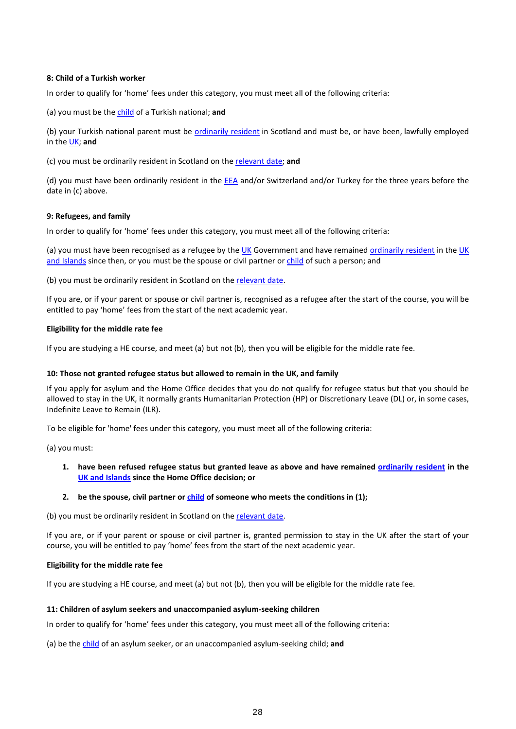**8: Child of a Turkish worker**

In order to qualify for 'home' fees under this category, you must meet all of the following criteria:

(a) you must be the child of a Turkish national; **and**

(b) your Turkish national parent must be ordinarily resident in Scotland and must be, or have been, lawfully employed in the UK; **and**

(c) you must be ordinarily resident in Scotland on the relevant date; **and**

(d) you must have been ordinarily resident in the EEA and/or Switzerland and/or Turkey for the three years before the date in (c) above.

**9: Refugees, and family**

In order to qualify for 'home' fees under this category, you must meet all of the following criteria:

(a) you must have been recognised as a refugee by the UK Government and have remained ordinarily resident in the UK and Islands since then, or you must be the spouse or civil partner or child of such a person; and

(b) you must be ordinarily resident in Scotland on the relevant date.

If you are, or if your parent or spouse or civil partner is, recognised as a refugee after the start of the course, you will be entitled to pay 'home' fees from the start of the next academic year.

**Eligibility for the middle rate fee**

If you are studying a HE course, and meet (a) but not (b), then you will be eligible for the middle rate fee.

**10: Those not granted refugee status but allowed to remain in the UK, and family**

If you apply for asylum and the Home Office decides that you do not qualify for refugee status but that you should be allowed to stay in the UK, it normally grants Humanitarian Protection (HP) or Discretionary Leave (DL) or, in some cases, Indefinite Leave to Remain (ILR).

To be eligible for 'home' fees under this category, you must meet all of the following criteria:

(a) you must:

1. **have been refused refugee status but granted leave as above and have remained ordinarily resident in the UK and Islands since the Home Office decision; or**
2. **be the spouse, civil partner or child of someone who meets the conditions in (1);**

(b) you must be ordinarily resident in Scotland on the relevant date.

If you are, or if your parent or spouse or civil partner is, granted permission to stay in the UK after the start of your course, you will be entitled to pay 'home' fees from the start of the next academic year.

**Eligibility for the middle rate fee**

If you are studying a HE course, and meet (a) but not (b), then you will be eligible for the middle rate fee.

**11: Children of asylum seekers and unaccompanied asylum-seeking children**

In order to qualify for 'home' fees under this category, you must meet all of the following criteria:

(a) be the child of an asylum seeker, or an unaccompanied asylum-seeking child; **and**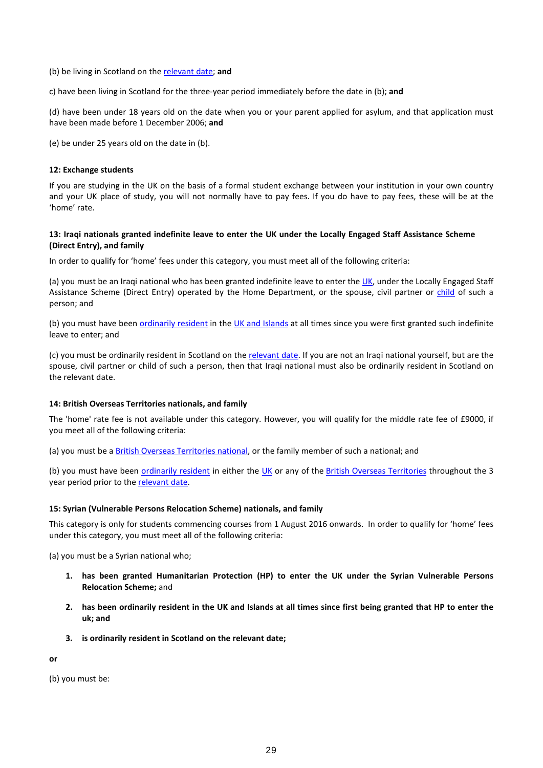(b) be living in Scotland on the relevant date; **and**

c) have been living in Scotland for the three-year period immediately before the date in (b); **and**

(d) have been under 18 years old on the date when you or your parent applied for asylum, and that application must have been made before 1 December 2006; **and**

(e) be under 25 years old on the date in (b).

**12: Exchange students**

If you are studying in the UK on the basis of a formal student exchange between your institution in your own country and your UK place of study, you will not normally have to pay fees. If you do have to pay fees, these will be at the 'home' rate.

**13: Iraqi nationals granted indefinite leave to enter the UK under the Locally Engaged Staff Assistance Scheme (Direct Entry), and family**

In order to qualify for 'home' fees under this category, you must meet all of the following criteria:

(a) you must be an Iraqi national who has been granted indefinite leave to enter the UK, under the Locally Engaged Staff Assistance Scheme (Direct Entry) operated by the Home Department, or the spouse, civil partner or child of such a person; and

(b) you must have been ordinarily resident in the UK and Islands at all times since you were first granted such indefinite leave to enter; and

(c) you must be ordinarily resident in Scotland on the relevant date. If you are not an Iraqi national yourself, but are the spouse, civil partner or child of such a person, then that Iraqi national must also be ordinarily resident in Scotland on the relevant date.

**14: British Overseas Territories nationals, and family**

The 'home' rate fee is not available under this category. However, you will qualify for the middle rate fee of £9000, if you meet all of the following criteria:

(a) you must be a British Overseas Territories national, or the family member of such a national; and

(b) you must have been ordinarily resident in either the UK or any of the British Overseas Territories throughout the 3 year period prior to the relevant date.

**15: Syrian (Vulnerable Persons Relocation Scheme) nationals, and family**

This category is only for students commencing courses from 1 August 2016 onwards. In order to qualify for 'home' fees under this category, you must meet all of the following criteria:

(a) you must be a Syrian national who;

1. **has been granted Humanitarian Protection (HP) to enter the UK under the Syrian Vulnerable Persons Relocation Scheme;** and
2. **has been ordinarily resident in the UK and Islands at all times since first being granted that HP to enter the uk; and**
3. **is ordinarily resident in Scotland on the relevant date;**

**or**

(b) you must be: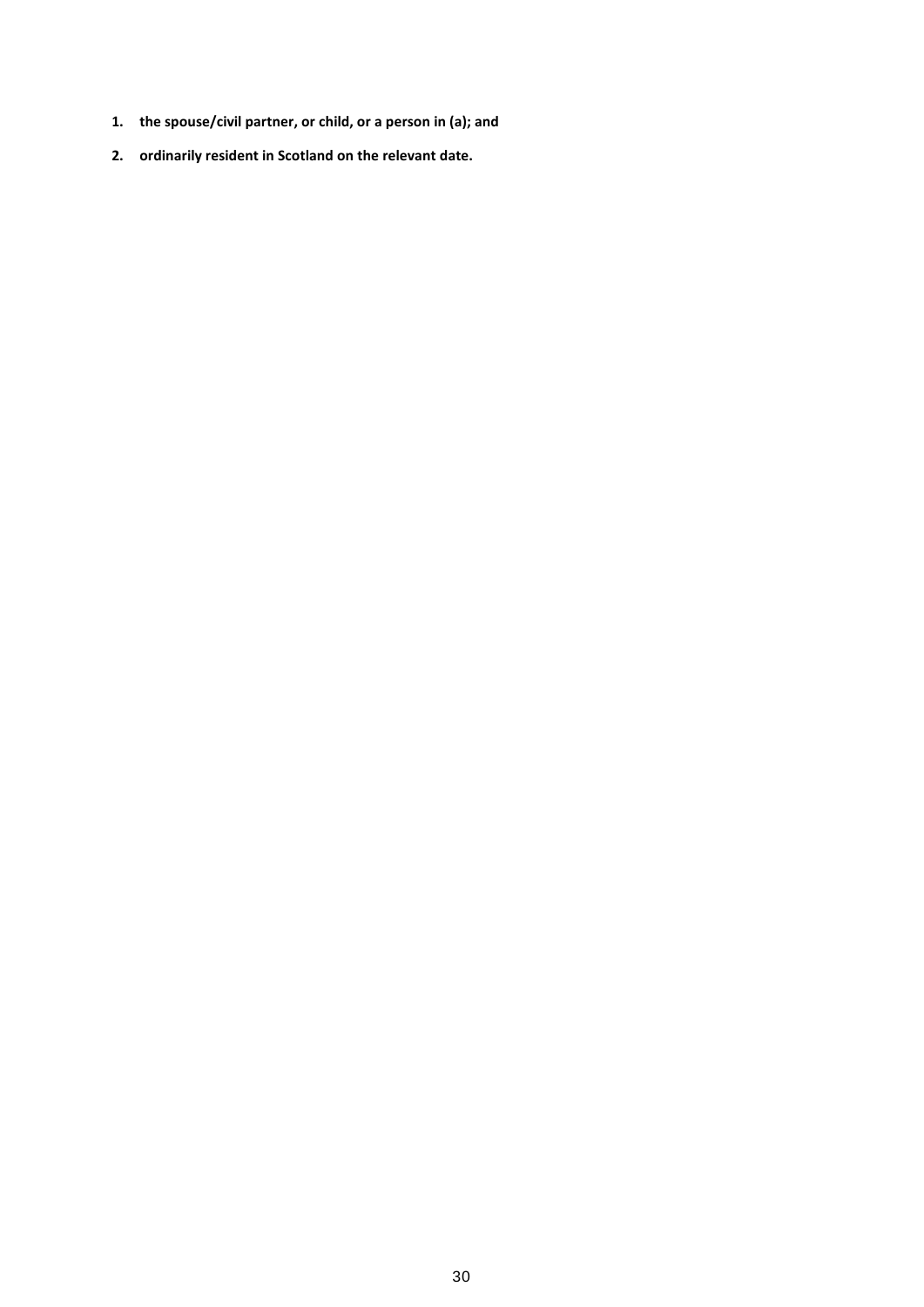1. **the spouse/civil partner, or child, or a person in (a); and**
2. **ordinarily resident in Scotland on the relevant date.**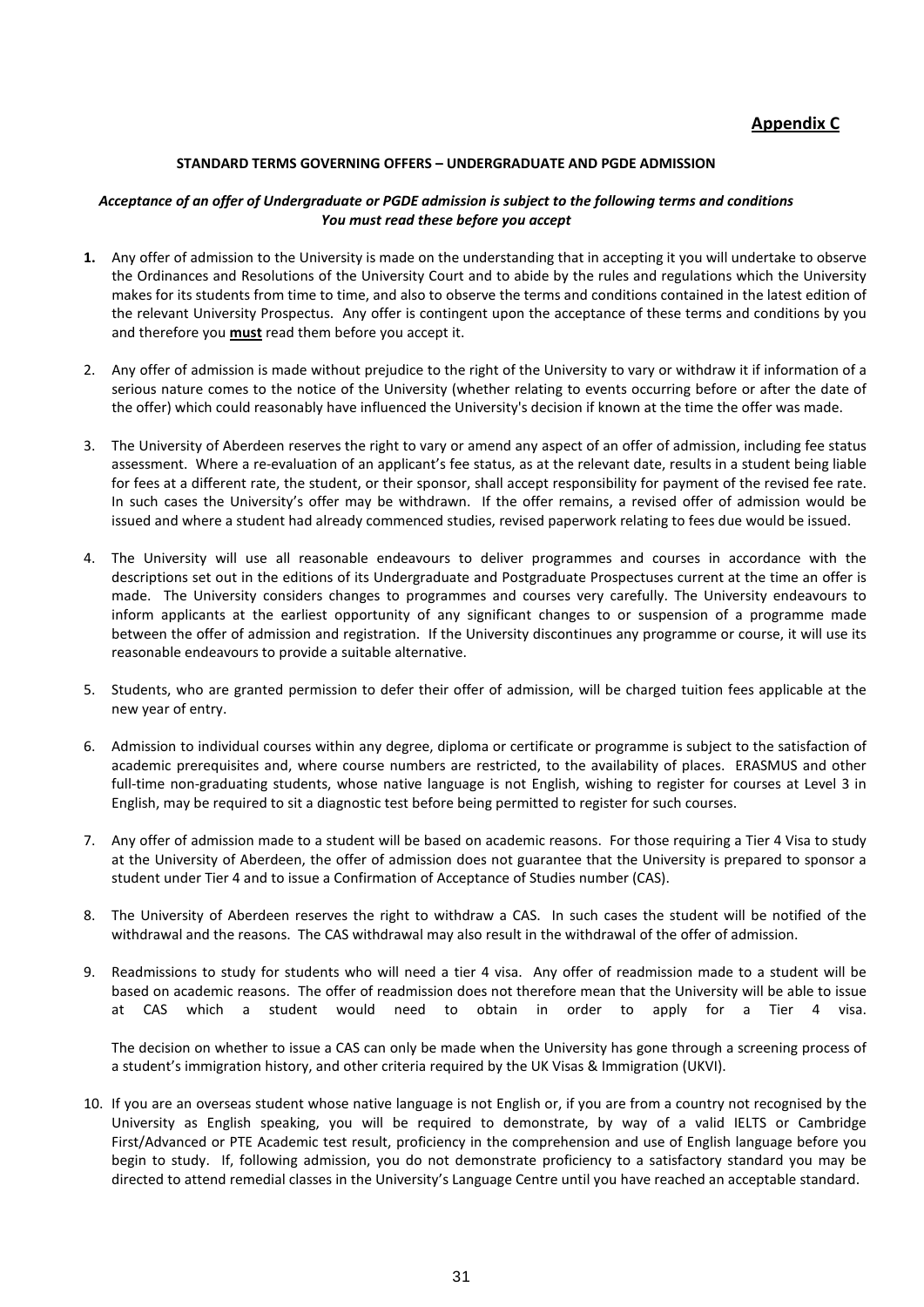**Appendix C**

**STANDARD TERMS GOVERNING OFFERS – UNDERGRADUATE AND PGDE ADMISSION**

***Acceptance of an offer of Undergraduate or PGDE admission is subject to the following terms and conditions***
***You must read these before you accept***

**1.** Any offer of admission to the University is made on the understanding that in accepting it you will undertake to observe the Ordinances and Resolutions of the University Court and to abide by the rules and regulations which the University makes for its students from time to time, and also to observe the terms and conditions contained in the latest edition of the relevant University Prospectus. Any offer is contingent upon the acceptance of these terms and conditions by you and therefore you **must** read them before you accept it.

2. Any offer of admission is made without prejudice to the right of the University to vary or withdraw it if information of a serious nature comes to the notice of the University (whether relating to events occurring before or after the date of the offer) which could reasonably have influenced the University's decision if known at the time the offer was made.

3. The University of Aberdeen reserves the right to vary or amend any aspect of an offer of admission, including fee status assessment. Where a re-evaluation of an applicant's fee status, as at the relevant date, results in a student being liable for fees at a different rate, the student, or their sponsor, shall accept responsibility for payment of the revised fee rate. In such cases the University's offer may be withdrawn. If the offer remains, a revised offer of admission would be issued and where a student had already commenced studies, revised paperwork relating to fees due would be issued.

4. The University will use all reasonable endeavours to deliver programmes and courses in accordance with the descriptions set out in the editions of its Undergraduate and Postgraduate Prospectuses current at the time an offer is made. The University considers changes to programmes and courses very carefully. The University endeavours to inform applicants at the earliest opportunity of any significant changes to or suspension of a programme made between the offer of admission and registration. If the University discontinues any programme or course, it will use its reasonable endeavours to provide a suitable alternative.

5. Students, who are granted permission to defer their offer of admission, will be charged tuition fees applicable at the new year of entry.

6. Admission to individual courses within any degree, diploma or certificate or programme is subject to the satisfaction of academic prerequisites and, where course numbers are restricted, to the availability of places. ERASMUS and other full-time non-graduating students, whose native language is not English, wishing to register for courses at Level 3 in English, may be required to sit a diagnostic test before being permitted to register for such courses.

7. Any offer of admission made to a student will be based on academic reasons. For those requiring a Tier 4 Visa to study at the University of Aberdeen, the offer of admission does not guarantee that the University is prepared to sponsor a student under Tier 4 and to issue a Confirmation of Acceptance of Studies number (CAS).

8. The University of Aberdeen reserves the right to withdraw a CAS. In such cases the student will be notified of the withdrawal and the reasons. The CAS withdrawal may also result in the withdrawal of the offer of admission.

9. Readmissions to study for students who will need a tier 4 visa. Any offer of readmission made to a student will be based on academic reasons. The offer of readmission does not therefore mean that the University will be able to issue at CAS which a student would need to obtain in order to apply for a Tier 4 visa.

   The decision on whether to issue a CAS can only be made when the University has gone through a screening process of a student's immigration history, and other criteria required by the UK Visas & Immigration (UKVI).

10. If you are an overseas student whose native language is not English or, if you are from a country not recognised by the University as English speaking, you will be required to demonstrate, by way of a valid IELTS or Cambridge First/Advanced or PTE Academic test result, proficiency in the comprehension and use of English language before you begin to study. If, following admission, you do not demonstrate proficiency to a satisfactory standard you may be directed to attend remedial classes in the University's Language Centre until you have reached an acceptable standard.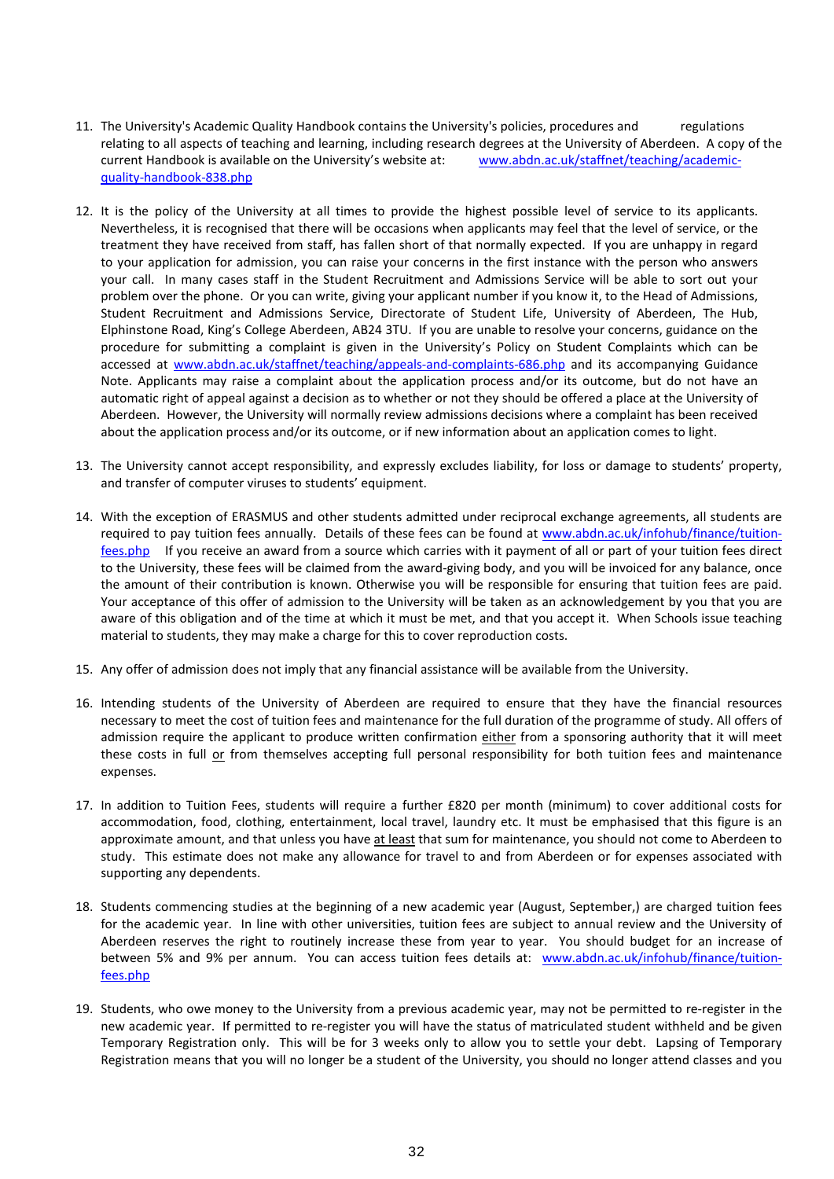11. The University's Academic Quality Handbook contains the University's policies, procedures and regulations relating to all aspects of teaching and learning, including research degrees at the University of Aberdeen. A copy of the current Handbook is available on the University's website at: www.abdn.ac.uk/staffnet/teaching/academic-quality-handbook-838.php

12. It is the policy of the University at all times to provide the highest possible level of service to its applicants. Nevertheless, it is recognised that there will be occasions when applicants may feel that the level of service, or the treatment they have received from staff, has fallen short of that normally expected. If you are unhappy in regard to your application for admission, you can raise your concerns in the first instance with the person who answers your call. In many cases staff in the Student Recruitment and Admissions Service will be able to sort out your problem over the phone. Or you can write, giving your applicant number if you know it, to the Head of Admissions, Student Recruitment and Admissions Service, Directorate of Student Life, University of Aberdeen, The Hub, Elphinstone Road, King's College Aberdeen, AB24 3TU. If you are unable to resolve your concerns, guidance on the procedure for submitting a complaint is given in the University's Policy on Student Complaints which can be accessed at www.abdn.ac.uk/staffnet/teaching/appeals-and-complaints-686.php and its accompanying Guidance Note. Applicants may raise a complaint about the application process and/or its outcome, but do not have an automatic right of appeal against a decision as to whether or not they should be offered a place at the University of Aberdeen. However, the University will normally review admissions decisions where a complaint has been received about the application process and/or its outcome, or if new information about an application comes to light.

13. The University cannot accept responsibility, and expressly excludes liability, for loss or damage to students' property, and transfer of computer viruses to students' equipment.

14. With the exception of ERASMUS and other students admitted under reciprocal exchange agreements, all students are required to pay tuition fees annually. Details of these fees can be found at www.abdn.ac.uk/infohub/finance/tuition-fees.php If you receive an award from a source which carries with it payment of all or part of your tuition fees direct to the University, these fees will be claimed from the award-giving body, and you will be invoiced for any balance, once the amount of their contribution is known. Otherwise you will be responsible for ensuring that tuition fees are paid. Your acceptance of this offer of admission to the University will be taken as an acknowledgement by you that you are aware of this obligation and of the time at which it must be met, and that you accept it. When Schools issue teaching material to students, they may make a charge for this to cover reproduction costs.

15. Any offer of admission does not imply that any financial assistance will be available from the University.

16. Intending students of the University of Aberdeen are required to ensure that they have the financial resources necessary to meet the cost of tuition fees and maintenance for the full duration of the programme of study. All offers of admission require the applicant to produce written confirmation <u>either</u> from a sponsoring authority that it will meet these costs in full <u>or</u> from themselves accepting full personal responsibility for both tuition fees and maintenance expenses.

17. In addition to Tuition Fees, students will require a further £820 per month (minimum) to cover additional costs for accommodation, food, clothing, entertainment, local travel, laundry etc. It must be emphasised that this figure is an approximate amount, and that unless you have <u>at least</u> that sum for maintenance, you should not come to Aberdeen to study. This estimate does not make any allowance for travel to and from Aberdeen or for expenses associated with supporting any dependents.

18. Students commencing studies at the beginning of a new academic year (August, September,) are charged tuition fees for the academic year. In line with other universities, tuition fees are subject to annual review and the University of Aberdeen reserves the right to routinely increase these from year to year. You should budget for an increase of between 5% and 9% per annum. You can access tuition fees details at: www.abdn.ac.uk/infohub/finance/tuition-fees.php

19. Students, who owe money to the University from a previous academic year, may not be permitted to re-register in the new academic year. If permitted to re-register you will have the status of matriculated student withheld and be given Temporary Registration only. This will be for 3 weeks only to allow you to settle your debt. Lapsing of Temporary Registration means that you will no longer be a student of the University, you should no longer attend classes and you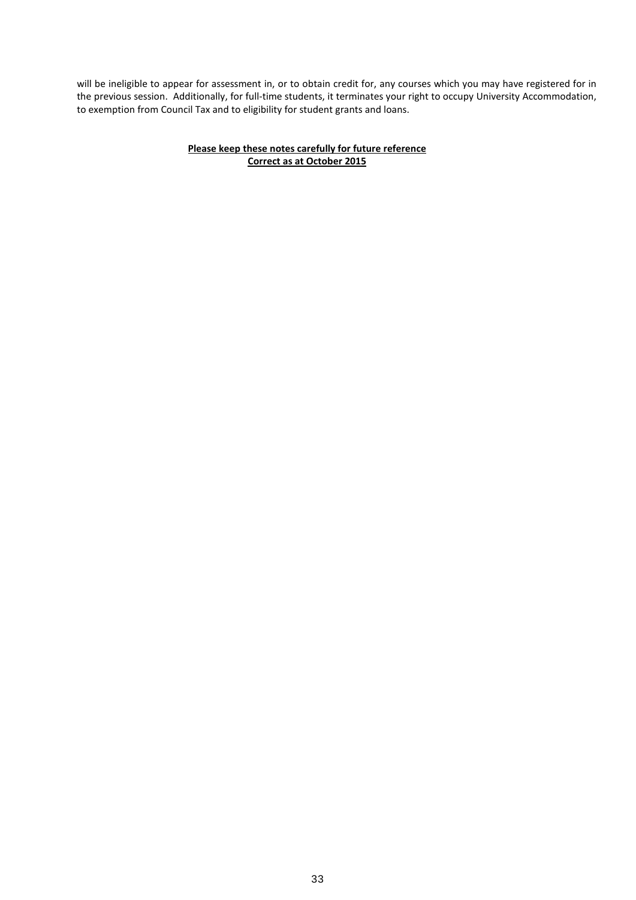will be ineligible to appear for assessment in, or to obtain credit for, any courses which you may have registered for in the previous session. Additionally, for full-time students, it terminates your right to occupy University Accommodation, to exemption from Council Tax and to eligibility for student grants and loans.

**Please keep these notes carefully for future reference**
**Correct as at October 2015**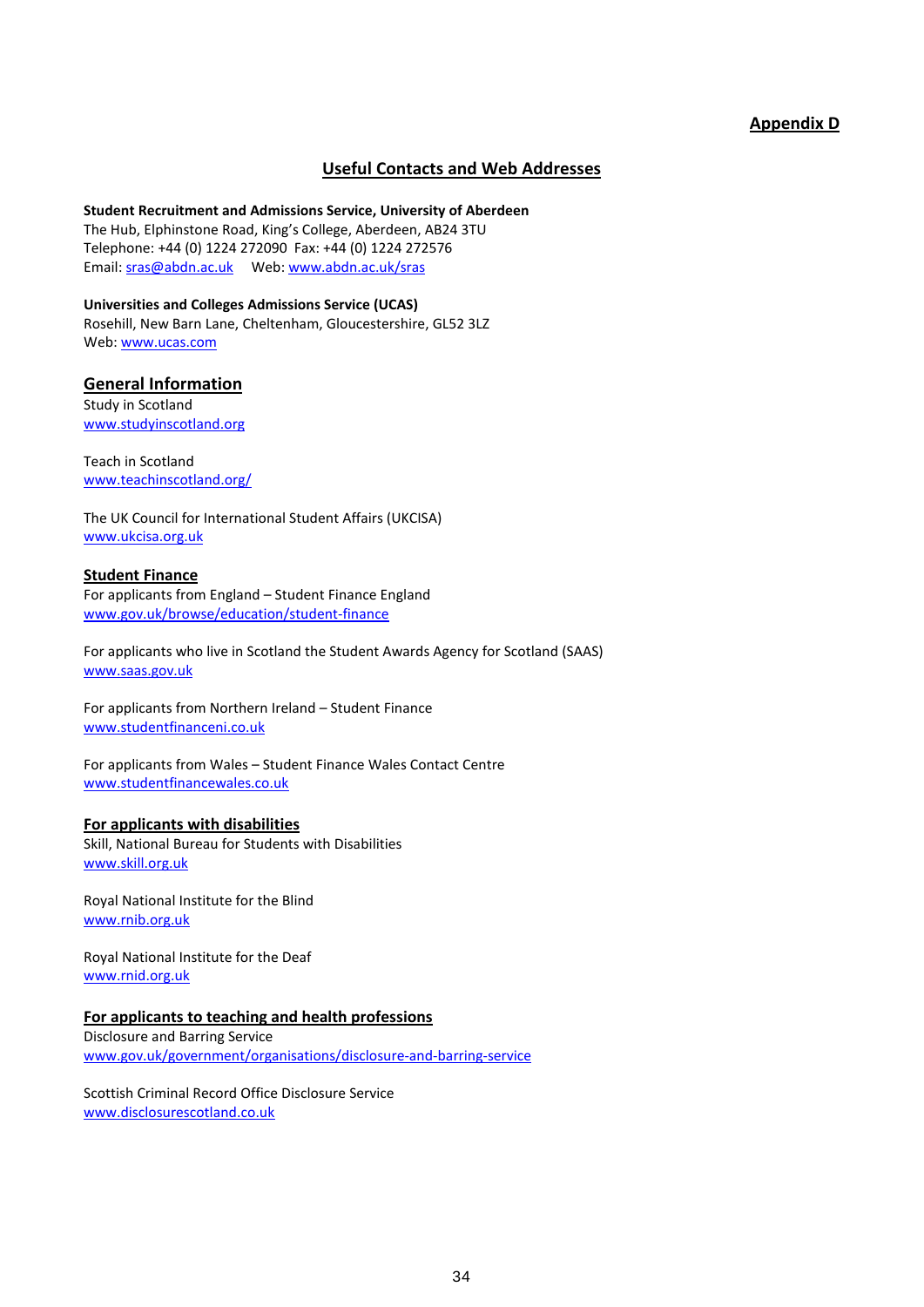**Appendix D**

## Useful Contacts and Web Addresses

**Student Recruitment and Admissions Service, University of Aberdeen**
The Hub, Elphinstone Road, King's College, Aberdeen, AB24 3TU
Telephone: +44 (0) 1224 272090  Fax: +44 (0) 1224 272576
Email: sras@abdn.ac.uk    Web: www.abdn.ac.uk/sras

**Universities and Colleges Admissions Service (UCAS)**
Rosehill, New Barn Lane, Cheltenham, Gloucestershire, GL52 3LZ
Web: www.ucas.com

### General Information

Study in Scotland
www.studyinscotland.org

Teach in Scotland
www.teachinscotland.org/

The UK Council for International Student Affairs (UKCISA)
www.ukcisa.org.uk

### Student Finance

For applicants from England – Student Finance England
www.gov.uk/browse/education/student-finance

For applicants who live in Scotland the Student Awards Agency for Scotland (SAAS)
www.saas.gov.uk

For applicants from Northern Ireland – Student Finance
www.studentfinanceni.co.uk

For applicants from Wales – Student Finance Wales Contact Centre
www.studentfinancewales.co.uk

### For applicants with disabilities

Skill, National Bureau for Students with Disabilities
www.skill.org.uk

Royal National Institute for the Blind
www.rnib.org.uk

Royal National Institute for the Deaf
www.rnid.org.uk

### For applicants to teaching and health professions

Disclosure and Barring Service
www.gov.uk/government/organisations/disclosure-and-barring-service

Scottish Criminal Record Office Disclosure Service
www.disclosurescotland.co.uk